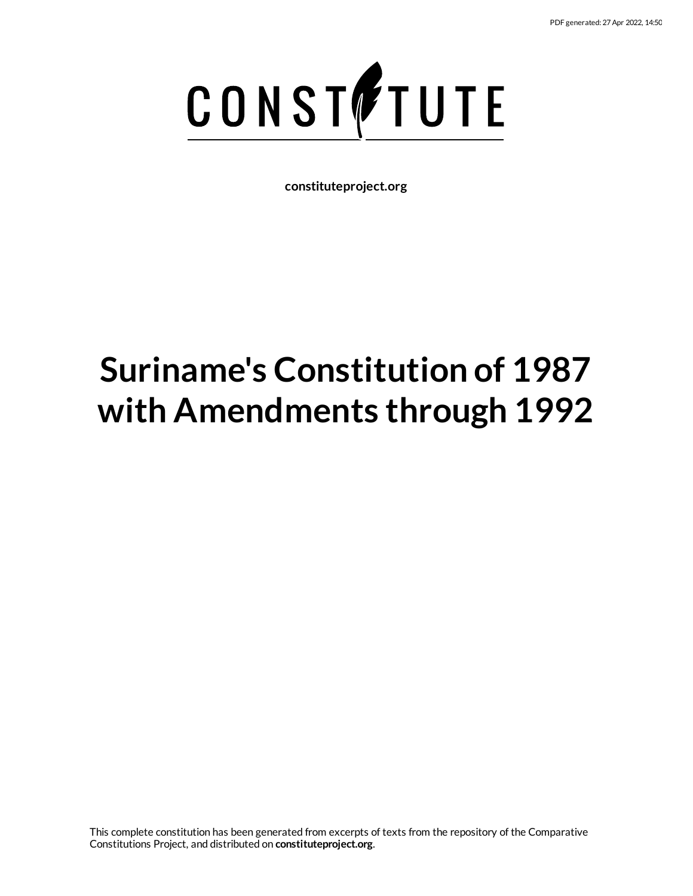PDF generated: 27 Apr 2022, 14:50

CONSTITUTE

**constituteproject.org**

# Suriname's Constitution of 1987 with Amendments through 1992

This complete constitution has been generated from excerpts of texts from the repository of the Comparative Constitutions Project, and distributed on **constituteproject.org**.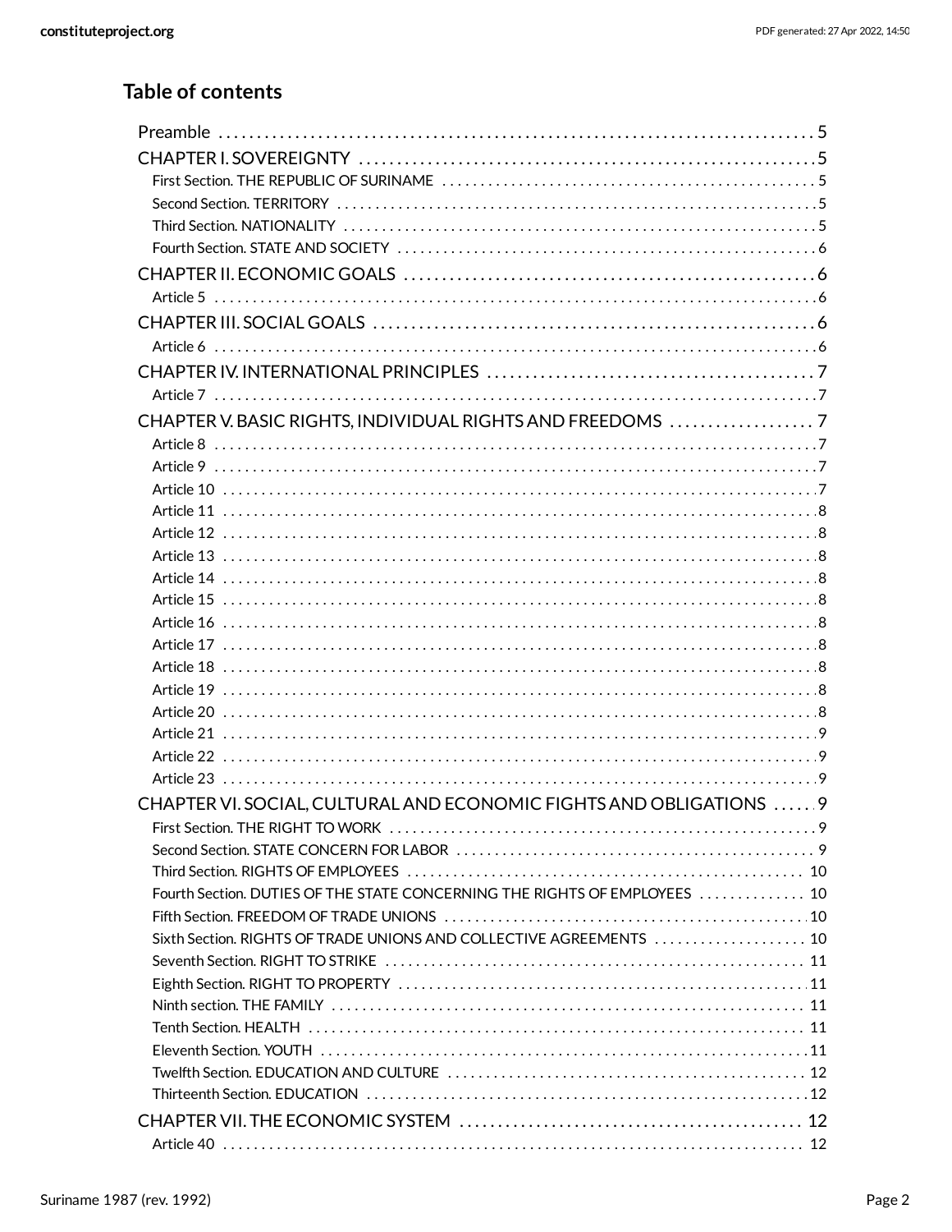## Table of contents

- Preamble ..... 5
- CHAPTER I. SOVEREIGNTY ..... 5
  - First Section. THE REPUBLIC OF SURINAME ..... 5
  - Second Section. TERRITORY ..... 5
  - Third Section. NATIONALITY ..... 5
  - Fourth Section. STATE AND SOCIETY ..... 6
- CHAPTER II. ECONOMIC GOALS ..... 6
  - Article 5 ..... 6
- CHAPTER III. SOCIAL GOALS ..... 6
  - Article 6 ..... 6
- CHAPTER IV. INTERNATIONAL PRINCIPLES ..... 7
  - Article 7 ..... 7
- CHAPTER V. BASIC RIGHTS, INDIVIDUAL RIGHTS AND FREEDOMS ..... 7
  - Article 8 ..... 7
  - Article 9 ..... 7
  - Article 10 ..... 7
  - Article 11 ..... 8
  - Article 12 ..... 8
  - Article 13 ..... 8
  - Article 14 ..... 8
  - Article 15 ..... 8
  - Article 16 ..... 8
  - Article 17 ..... 8
  - Article 18 ..... 8
  - Article 19 ..... 8
  - Article 20 ..... 8
  - Article 21 ..... 9
  - Article 22 ..... 9
  - Article 23 ..... 9
- CHAPTER VI. SOCIAL, CULTURAL AND ECONOMIC FIGHTS AND OBLIGATIONS ..... 9
  - First Section. THE RIGHT TO WORK ..... 9
  - Second Section. STATE CONCERN FOR LABOR ..... 9
  - Third Section. RIGHTS OF EMPLOYEES ..... 10
  - Fourth Section. DUTIES OF THE STATE CONCERNING THE RIGHTS OF EMPLOYEES ..... 10
  - Fifth Section. FREEDOM OF TRADE UNIONS ..... 10
  - Sixth Section. RIGHTS OF TRADE UNIONS AND COLLECTIVE AGREEMENTS ..... 10
  - Seventh Section. RIGHT TO STRIKE ..... 11
  - Eighth Section. RIGHT TO PROPERTY ..... 11
  - Ninth section. THE FAMILY ..... 11
  - Tenth Section. HEALTH ..... 11
  - Eleventh Section. YOUTH ..... 11
  - Twelfth Section. EDUCATION AND CULTURE ..... 12
  - Thirteenth Section. EDUCATION ..... 12
- CHAPTER VII. THE ECONOMIC SYSTEM ..... 12
  - Article 40 ..... 12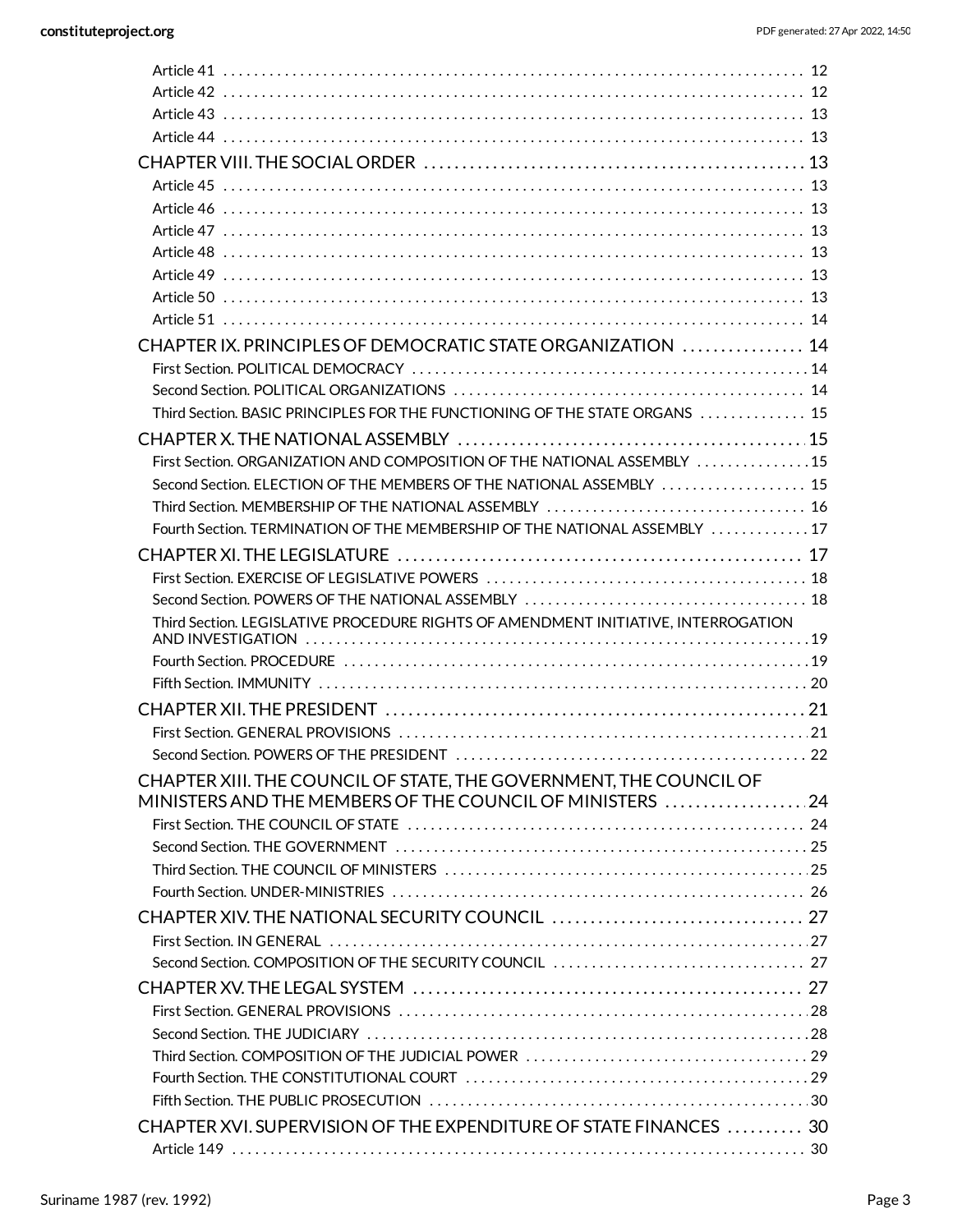- Article 41 .......... 12
- Article 42 .......... 12
- Article 43 .......... 13
- Article 44 .......... 13

CHAPTER VIII. THE SOCIAL ORDER .......... 13

- Article 45 .......... 13
- Article 46 .......... 13
- Article 47 .......... 13
- Article 48 .......... 13
- Article 49 .......... 13
- Article 50 .......... 13
- Article 51 .......... 14

CHAPTER IX. PRINCIPLES OF DEMOCRATIC STATE ORGANIZATION .......... 14

- First Section. POLITICAL DEMOCRACY .......... 14
- Second Section. POLITICAL ORGANIZATIONS .......... 14
- Third Section. BASIC PRINCIPLES FOR THE FUNCTIONING OF THE STATE ORGANS .......... 15

CHAPTER X. THE NATIONAL ASSEMBLY .......... 15

- First Section. ORGANIZATION AND COMPOSITION OF THE NATIONAL ASSEMBLY .......... 15
- Second Section. ELECTION OF THE MEMBERS OF THE NATIONAL ASSEMBLY .......... 15
- Third Section. MEMBERSHIP OF THE NATIONAL ASSEMBLY .......... 16
- Fourth Section. TERMINATION OF THE MEMBERSHIP OF THE NATIONAL ASSEMBLY .......... 17

CHAPTER XI. THE LEGISLATURE .......... 17

- First Section. EXERCISE OF LEGISLATIVE POWERS .......... 18
- Second Section. POWERS OF THE NATIONAL ASSEMBLY .......... 18
- Third Section. LEGISLATIVE PROCEDURE RIGHTS OF AMENDMENT INITIATIVE, INTERROGATION AND INVESTIGATION .......... 19
- Fourth Section. PROCEDURE .......... 19
- Fifth Section. IMMUNITY .......... 20

CHAPTER XII. THE PRESIDENT .......... 21

- First Section. GENERAL PROVISIONS .......... 21
- Second Section. POWERS OF THE PRESIDENT .......... 22

CHAPTER XIII. THE COUNCIL OF STATE, THE GOVERNMENT, THE COUNCIL OF MINISTERS AND THE MEMBERS OF THE COUNCIL OF MINISTERS .......... 24

- First Section. THE COUNCIL OF STATE .......... 24
- Second Section. THE GOVERNMENT .......... 25
- Third Section. THE COUNCIL OF MINISTERS .......... 25
- Fourth Section. UNDER-MINISTRIES .......... 26

CHAPTER XIV. THE NATIONAL SECURITY COUNCIL .......... 27

- First Section. IN GENERAL .......... 27
- Second Section. COMPOSITION OF THE SECURITY COUNCIL .......... 27

CHAPTER XV. THE LEGAL SYSTEM .......... 27

- First Section. GENERAL PROVISIONS .......... 28
- Second Section. THE JUDICIARY .......... 28
- Third Section. COMPOSITION OF THE JUDICIAL POWER .......... 29
- Fourth Section. THE CONSTITUTIONAL COURT .......... 29
- Fifth Section. THE PUBLIC PROSECUTION .......... 30

CHAPTER XVI. SUPERVISION OF THE EXPENDITURE OF STATE FINANCES .......... 30

- Article 149 .......... 30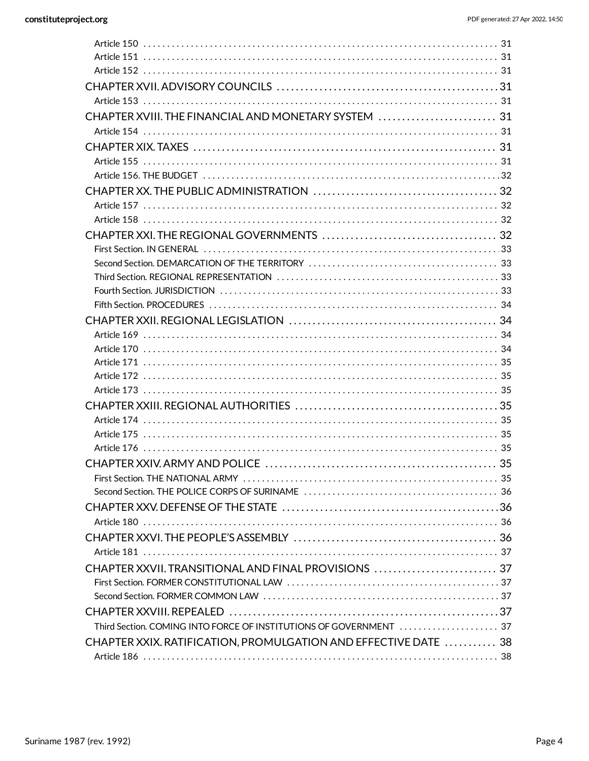Article 150 . . . . . . . . . . . . . . . . . . . . . . . . . . . . . . . . . . . . . . . . . . . . . . . . . . . . . . . . . . . . . . . . . . . . . . . 31
Article 151 . . . . . . . . . . . . . . . . . . . . . . . . . . . . . . . . . . . . . . . . . . . . . . . . . . . . . . . . . . . . . . . . . . . . . . . 31
Article 152 . . . . . . . . . . . . . . . . . . . . . . . . . . . . . . . . . . . . . . . . . . . . . . . . . . . . . . . . . . . . . . . . . . . . . . . 31

CHAPTER XVII. ADVISORY COUNCILS . . . . . . . . . . . . . . . . . . . . . . . . . . . . . . . . . . . . . . . . . . . . 31
Article 153 . . . . . . . . . . . . . . . . . . . . . . . . . . . . . . . . . . . . . . . . . . . . . . . . . . . . . . . . . . . . . . . . . . . . . . . 31

CHAPTER XVIII. THE FINANCIAL AND MONETARY SYSTEM . . . . . . . . . . . . . . . . . . . . . . . . 31
Article 154 . . . . . . . . . . . . . . . . . . . . . . . . . . . . . . . . . . . . . . . . . . . . . . . . . . . . . . . . . . . . . . . . . . . . . . . 31

CHAPTER XIX. TAXES . . . . . . . . . . . . . . . . . . . . . . . . . . . . . . . . . . . . . . . . . . . . . . . . . . . . . . . . . . . 31
Article 155 . . . . . . . . . . . . . . . . . . . . . . . . . . . . . . . . . . . . . . . . . . . . . . . . . . . . . . . . . . . . . . . . . . . . . . . 31
Article 156. THE BUDGET . . . . . . . . . . . . . . . . . . . . . . . . . . . . . . . . . . . . . . . . . . . . . . . . . . . . . . . . . . . . 32

CHAPTER XX. THE PUBLIC ADMINISTRATION . . . . . . . . . . . . . . . . . . . . . . . . . . . . . . . . . . . . . 32
Article 157 . . . . . . . . . . . . . . . . . . . . . . . . . . . . . . . . . . . . . . . . . . . . . . . . . . . . . . . . . . . . . . . . . . . . . . . 32
Article 158 . . . . . . . . . . . . . . . . . . . . . . . . . . . . . . . . . . . . . . . . . . . . . . . . . . . . . . . . . . . . . . . . . . . . . . . 32

CHAPTER XXI. THE REGIONAL GOVERNMENTS . . . . . . . . . . . . . . . . . . . . . . . . . . . . . . . . . . . 32
First Section. IN GENERAL . . . . . . . . . . . . . . . . . . . . . . . . . . . . . . . . . . . . . . . . . . . . . . . . . . . . . . . . . . . . 33
Second Section. DEMARCATION OF THE TERRITORY . . . . . . . . . . . . . . . . . . . . . . . . . . . . . . . . . . . . . . 33
Third Section. REGIONAL REPRESENTATION . . . . . . . . . . . . . . . . . . . . . . . . . . . . . . . . . . . . . . . . . . . . . 33
Fourth Section. JURISDICTION . . . . . . . . . . . . . . . . . . . . . . . . . . . . . . . . . . . . . . . . . . . . . . . . . . . . . . . . . 33
Fifth Section. PROCEDURES . . . . . . . . . . . . . . . . . . . . . . . . . . . . . . . . . . . . . . . . . . . . . . . . . . . . . . . . . . 34

CHAPTER XXII. REGIONAL LEGISLATION . . . . . . . . . . . . . . . . . . . . . . . . . . . . . . . . . . . . . . . . . . 34
Article 169 . . . . . . . . . . . . . . . . . . . . . . . . . . . . . . . . . . . . . . . . . . . . . . . . . . . . . . . . . . . . . . . . . . . . . . . 34
Article 170 . . . . . . . . . . . . . . . . . . . . . . . . . . . . . . . . . . . . . . . . . . . . . . . . . . . . . . . . . . . . . . . . . . . . . . . 34
Article 171 . . . . . . . . . . . . . . . . . . . . . . . . . . . . . . . . . . . . . . . . . . . . . . . . . . . . . . . . . . . . . . . . . . . . . . . 35
Article 172 . . . . . . . . . . . . . . . . . . . . . . . . . . . . . . . . . . . . . . . . . . . . . . . . . . . . . . . . . . . . . . . . . . . . . . . 35
Article 173 . . . . . . . . . . . . . . . . . . . . . . . . . . . . . . . . . . . . . . . . . . . . . . . . . . . . . . . . . . . . . . . . . . . . . . . 35

CHAPTER XXIII. REGIONAL AUTHORITIES . . . . . . . . . . . . . . . . . . . . . . . . . . . . . . . . . . . . . . . . . 35
Article 174 . . . . . . . . . . . . . . . . . . . . . . . . . . . . . . . . . . . . . . . . . . . . . . . . . . . . . . . . . . . . . . . . . . . . . . . 35
Article 175 . . . . . . . . . . . . . . . . . . . . . . . . . . . . . . . . . . . . . . . . . . . . . . . . . . . . . . . . . . . . . . . . . . . . . . . 35
Article 176 . . . . . . . . . . . . . . . . . . . . . . . . . . . . . . . . . . . . . . . . . . . . . . . . . . . . . . . . . . . . . . . . . . . . . . . 35

CHAPTER XXIV. ARMY AND POLICE . . . . . . . . . . . . . . . . . . . . . . . . . . . . . . . . . . . . . . . . . . . . . . . 35
First Section. THE NATIONAL ARMY . . . . . . . . . . . . . . . . . . . . . . . . . . . . . . . . . . . . . . . . . . . . . . . . . . . . 35
Second Section. THE POLICE CORPS OF SURINAME . . . . . . . . . . . . . . . . . . . . . . . . . . . . . . . . . . . . . . . 36

CHAPTER XXV. DEFENSE OF THE STATE . . . . . . . . . . . . . . . . . . . . . . . . . . . . . . . . . . . . . . . . . . . . 36
Article 180 . . . . . . . . . . . . . . . . . . . . . . . . . . . . . . . . . . . . . . . . . . . . . . . . . . . . . . . . . . . . . . . . . . . . . . . 36

CHAPTER XXVI. THE PEOPLE'S ASSEMBLY . . . . . . . . . . . . . . . . . . . . . . . . . . . . . . . . . . . . . . . . . . 36
Article 181 . . . . . . . . . . . . . . . . . . . . . . . . . . . . . . . . . . . . . . . . . . . . . . . . . . . . . . . . . . . . . . . . . . . . . . . 37

CHAPTER XXVII. TRANSITIONAL AND FINAL PROVISIONS . . . . . . . . . . . . . . . . . . . . . . . . . 37
First Section. FORMER CONSTITUTIONAL LAW . . . . . . . . . . . . . . . . . . . . . . . . . . . . . . . . . . . . . . . . . . . 37
Second Section. FORMER COMMON LAW . . . . . . . . . . . . . . . . . . . . . . . . . . . . . . . . . . . . . . . . . . . . . . . 37

CHAPTER XXVIII. REPEALED . . . . . . . . . . . . . . . . . . . . . . . . . . . . . . . . . . . . . . . . . . . . . . . . . . . . . . 37
Third Section. COMING INTO FORCE OF INSTITUTIONS OF GOVERNMENT . . . . . . . . . . . . . . . . . . . . 37

CHAPTER XXIX. RATIFICATION, PROMULGATION AND EFFECTIVE DATE . . . . . . . . . . 38
Article 186 . . . . . . . . . . . . . . . . . . . . . . . . . . . . . . . . . . . . . . . . . . . . . . . . . . . . . . . . . . . . . . . . . . . . . . . 38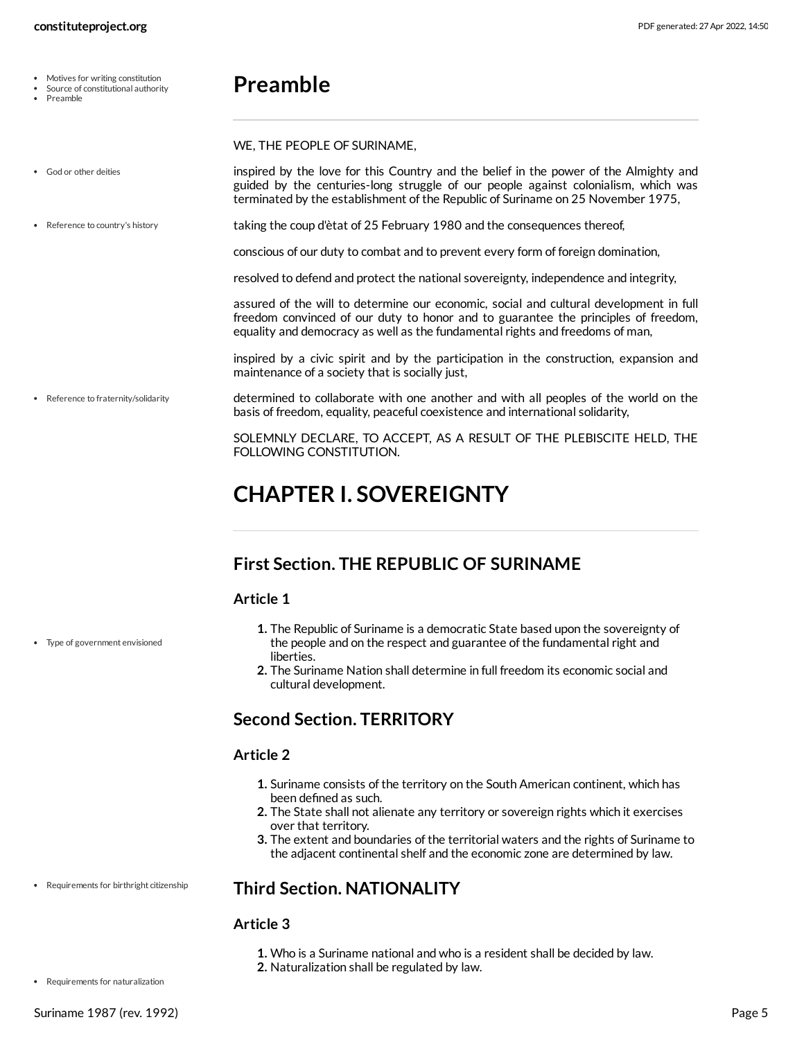# Preamble

WE, THE PEOPLE OF SURINAME,

inspired by the love for this Country and the belief in the power of the Almighty and guided by the centuries-long struggle of our people against colonialism, which was terminated by the establishment of the Republic of Suriname on 25 November 1975,

taking the coup d'ètat of 25 February 1980 and the consequences thereof,

conscious of our duty to combat and to prevent every form of foreign domination,

resolved to defend and protect the national sovereignty, independence and integrity,

assured of the will to determine our economic, social and cultural development in full freedom convinced of our duty to honor and to guarantee the principles of freedom, equality and democracy as well as the fundamental rights and freedoms of man,

inspired by a civic spirit and by the participation in the construction, expansion and maintenance of a society that is socially just,

determined to collaborate with one another and with all peoples of the world on the basis of freedom, equality, peaceful coexistence and international solidarity,

SOLEMNLY DECLARE, TO ACCEPT, AS A RESULT OF THE PLEBISCITE HELD, THE FOLLOWING CONSTITUTION.

# CHAPTER I. SOVEREIGNTY

## First Section. THE REPUBLIC OF SURINAME

### Article 1

1. The Republic of Suriname is a democratic State based upon the sovereignty of the people and on the respect and guarantee of the fundamental right and liberties.
2. The Suriname Nation shall determine in full freedom its economic social and cultural development.

## Second Section. TERRITORY

### Article 2

1. Suriname consists of the territory on the South American continent, which has been defined as such.
2. The State shall not alienate any territory or sovereign rights which it exercises over that territory.
3. The extent and boundaries of the territorial waters and the rights of Suriname to the adjacent continental shelf and the economic zone are determined by law.

## Third Section. NATIONALITY

### Article 3

1. Who is a Suriname national and who is a resident shall be decided by law.
2. Naturalization shall be regulated by law.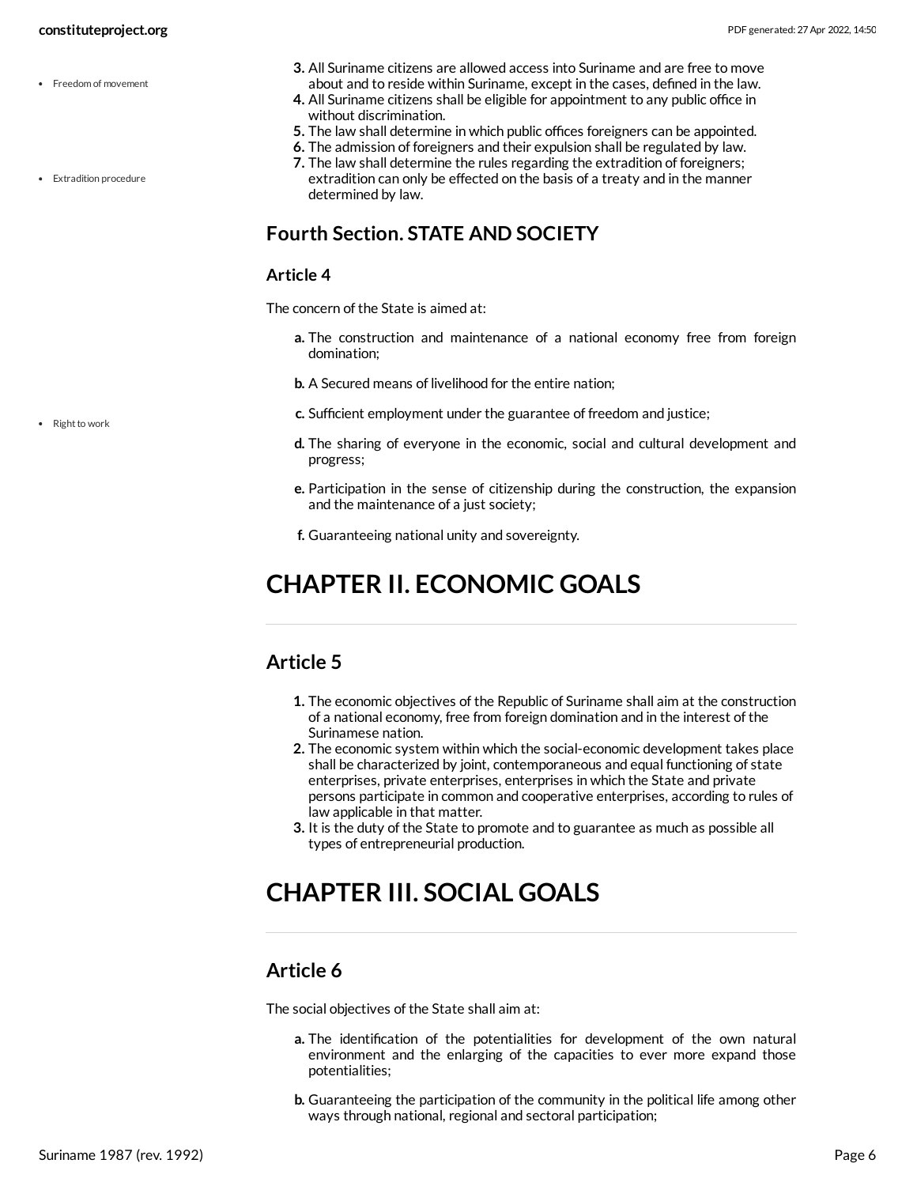- Freedom of movement

3. All Suriname citizens are allowed access into Suriname and are free to move about and to reside within Suriname, except in the cases, defined in the law.
4. All Suriname citizens shall be eligible for appointment to any public office in without discrimination.
5. The law shall determine in which public offices foreigners can be appointed.
6. The admission of foreigners and their expulsion shall be regulated by law.
7. The law shall determine the rules regarding the extradition of foreigners; extradition can only be effected on the basis of a treaty and in the manner determined by law.

- Extradition procedure

## Fourth Section. STATE AND SOCIETY

### Article 4

The concern of the State is aimed at:

a. The construction and maintenance of a national economy free from foreign domination;

b. A Secured means of livelihood for the entire nation;

c. Sufficient employment under the guarantee of freedom and justice;

- Right to work

d. The sharing of everyone in the economic, social and cultural development and progress;

e. Participation in the sense of citizenship during the construction, the expansion and the maintenance of a just society;

f. Guaranteeing national unity and sovereignty.

# CHAPTER II. ECONOMIC GOALS

## Article 5

1. The economic objectives of the Republic of Suriname shall aim at the construction of a national economy, free from foreign domination and in the interest of the Surinamese nation.
2. The economic system within which the social-economic development takes place shall be characterized by joint, contemporaneous and equal functioning of state enterprises, private enterprises, enterprises in which the State and private persons participate in common and cooperative enterprises, according to rules of law applicable in that matter.
3. It is the duty of the State to promote and to guarantee as much as possible all types of entrepreneurial production.

# CHAPTER III. SOCIAL GOALS

## Article 6

The social objectives of the State shall aim at:

a. The identification of the potentialities for development of the own natural environment and the enlarging of the capacities to ever more expand those potentialities;

b. Guaranteeing the participation of the community in the political life among other ways through national, regional and sectoral participation;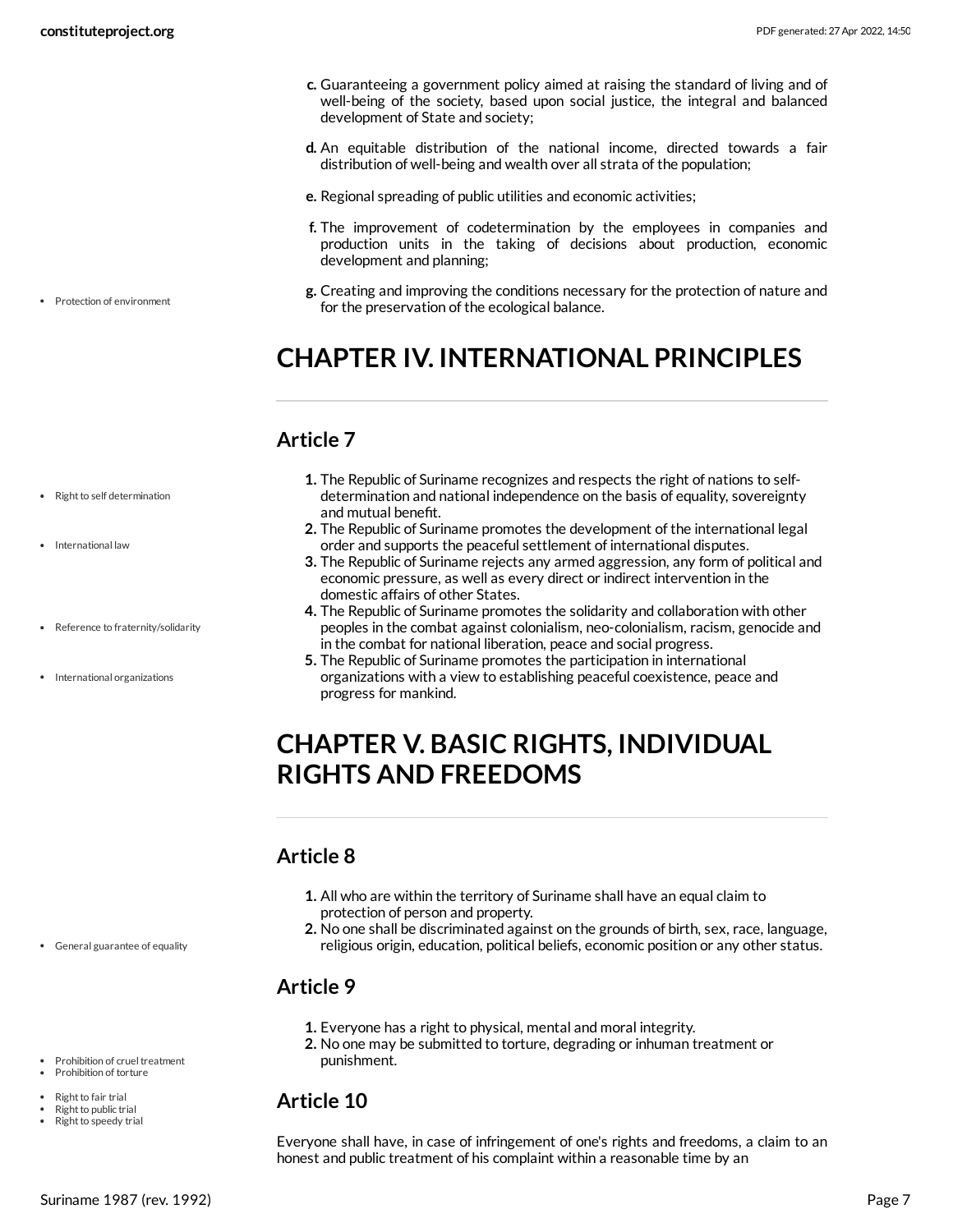c. Guaranteeing a government policy aimed at raising the standard of living and of well-being of the society, based upon social justice, the integral and balanced development of State and society;

d. An equitable distribution of the national income, directed towards a fair distribution of well-being and wealth over all strata of the population;

e. Regional spreading of public utilities and economic activities;

f. The improvement of codetermination by the employees in companies and production units in the taking of decisions about production, economic development and planning;

g. Creating and improving the conditions necessary for the protection of nature and for the preservation of the ecological balance.

- Protection of environment

# CHAPTER IV. INTERNATIONAL PRINCIPLES

## Article 7

- Right to self determination
- International law
- Reference to fraternity/solidarity
- International organizations

1. The Republic of Suriname recognizes and respects the right of nations to self-determination and national independence on the basis of equality, sovereignty and mutual benefit.
2. The Republic of Suriname promotes the development of the international legal order and supports the peaceful settlement of international disputes.
3. The Republic of Suriname rejects any armed aggression, any form of political and economic pressure, as well as every direct or indirect intervention in the domestic affairs of other States.
4. The Republic of Suriname promotes the solidarity and collaboration with other peoples in the combat against colonialism, neo-colonialism, racism, genocide and in the combat for national liberation, peace and social progress.
5. The Republic of Suriname promotes the participation in international organizations with a view to establishing peaceful coexistence, peace and progress for mankind.

# CHAPTER V. BASIC RIGHTS, INDIVIDUAL RIGHTS AND FREEDOMS

## Article 8

- General guarantee of equality

1. All who are within the territory of Suriname shall have an equal claim to protection of person and property.
2. No one shall be discriminated against on the grounds of birth, sex, race, language, religious origin, education, political beliefs, economic position or any other status.

## Article 9

- Prohibition of cruel treatment
- Prohibition of torture

1. Everyone has a right to physical, mental and moral integrity.
2. No one may be submitted to torture, degrading or inhuman treatment or punishment.

## Article 10

- Right to fair trial
- Right to public trial
- Right to speedy trial

Everyone shall have, in case of infringement of one's rights and freedoms, a claim to an honest and public treatment of his complaint within a reasonable time by an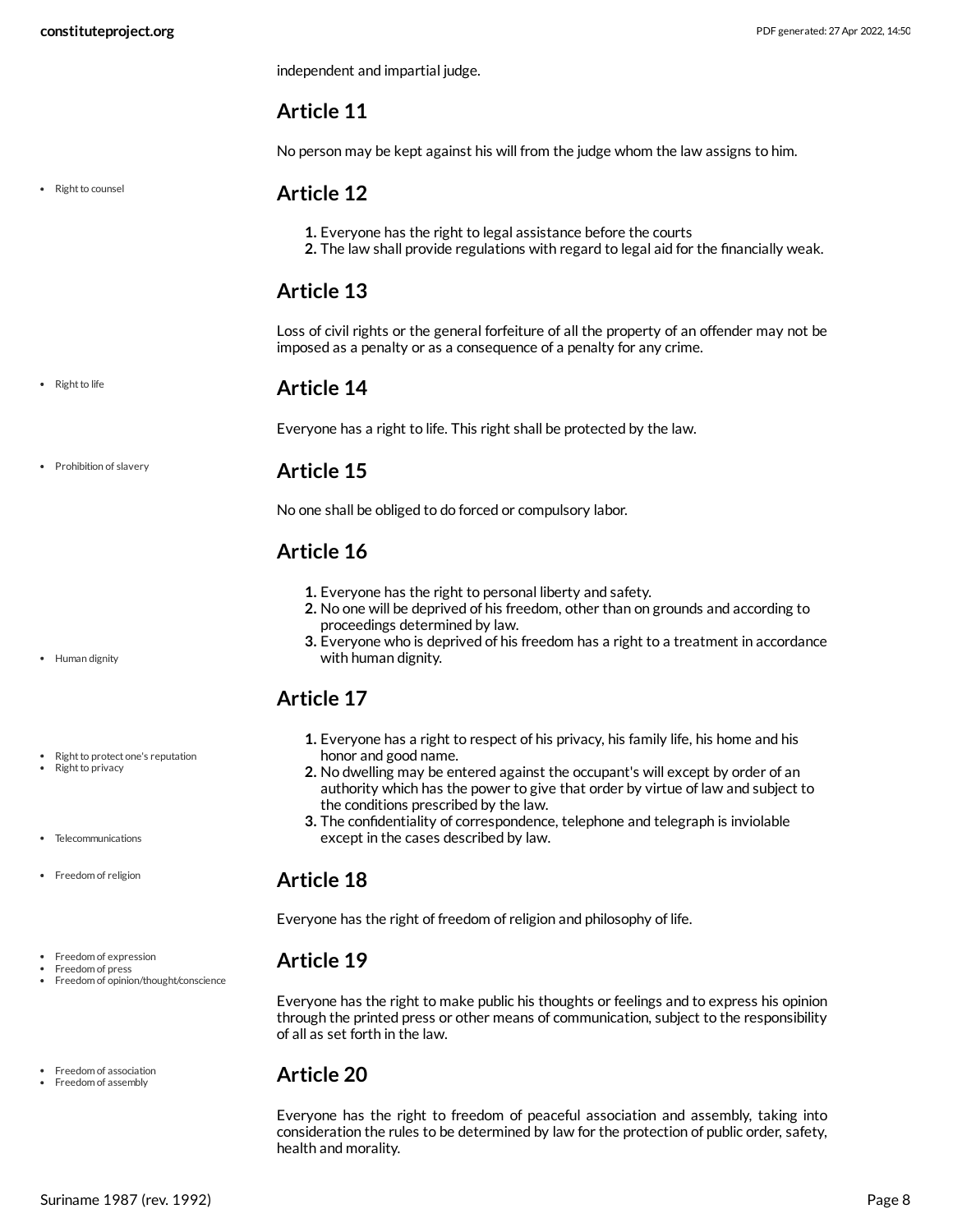independent and impartial judge.

## Article 11

No person may be kept against his will from the judge whom the law assigns to him.

- Right to counsel

## Article 12

1. Everyone has the right to legal assistance before the courts
2. The law shall provide regulations with regard to legal aid for the financially weak.

## Article 13

Loss of civil rights or the general forfeiture of all the property of an offender may not be imposed as a penalty or as a consequence of a penalty for any crime.

- Right to life

## Article 14

Everyone has a right to life. This right shall be protected by the law.

- Prohibition of slavery

## Article 15

No one shall be obliged to do forced or compulsory labor.

## Article 16

1. Everyone has the right to personal liberty and safety.
2. No one will be deprived of his freedom, other than on grounds and according to proceedings determined by law.
3. Everyone who is deprived of his freedom has a right to a treatment in accordance with human dignity.

- Human dignity

## Article 17

- Right to protect one's reputation
- Right to privacy

1. Everyone has a right to respect of his privacy, his family life, his home and his honor and good name.
2. No dwelling may be entered against the occupant's will except by order of an authority which has the power to give that order by virtue of law and subject to the conditions prescribed by the law.
3. The confidentiality of correspondence, telephone and telegraph is inviolable except in the cases described by law.

- Telecommunications

- Freedom of religion

## Article 18

Everyone has the right of freedom of religion and philosophy of life.

- Freedom of expression
- Freedom of press
- Freedom of opinion/thought/conscience

## Article 19

Everyone has the right to make public his thoughts or feelings and to express his opinion through the printed press or other means of communication, subject to the responsibility of all as set forth in the law.

- Freedom of association
- Freedom of assembly

## Article 20

Everyone has the right to freedom of peaceful association and assembly, taking into consideration the rules to be determined by law for the protection of public order, safety, health and morality.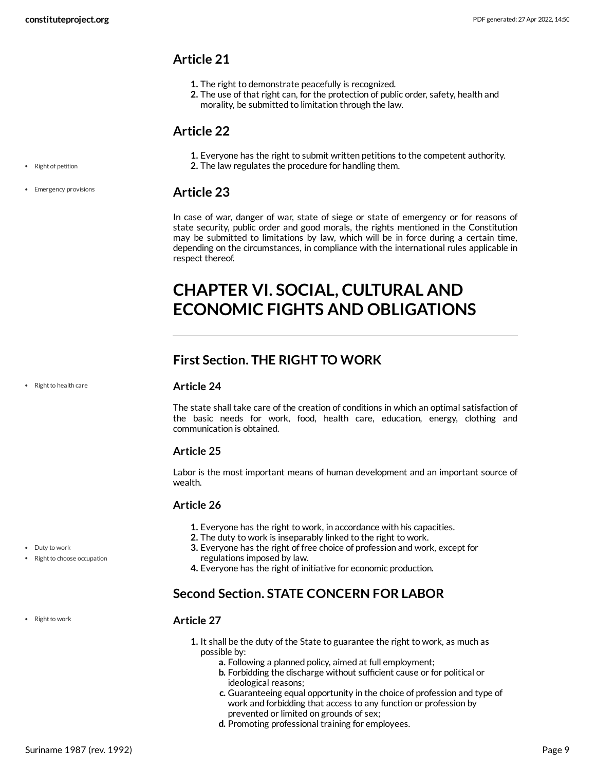## Article 21

1. The right to demonstrate peacefully is recognized.
2. The use of that right can, for the protection of public order, safety, health and morality, be submitted to limitation through the law.

## Article 22

- Right of petition

1. Everyone has the right to submit written petitions to the competent authority.
2. The law regulates the procedure for handling them.

- Emergency provisions

## Article 23

In case of war, danger of war, state of siege or state of emergency or for reasons of state security, public order and good morals, the rights mentioned in the Constitution may be submitted to limitations by law, which will be in force during a certain time, depending on the circumstances, in compliance with the international rules applicable in respect thereof.

# CHAPTER VI. SOCIAL, CULTURAL AND ECONOMIC FIGHTS AND OBLIGATIONS

## First Section. THE RIGHT TO WORK

- Right to health care

### Article 24

The state shall take care of the creation of conditions in which an optimal satisfaction of the basic needs for work, food, health care, education, energy, clothing and communication is obtained.

### Article 25

Labor is the most important means of human development and an important source of wealth.

### Article 26

- Duty to work
- Right to choose occupation

1. Everyone has the right to work, in accordance with his capacities.
2. The duty to work is inseparably linked to the right to work.
3. Everyone has the right of free choice of profession and work, except for regulations imposed by law.
4. Everyone has the right of initiative for economic production.

## Second Section. STATE CONCERN FOR LABOR

- Right to work

### Article 27

1. It shall be the duty of the State to guarantee the right to work, as much as possible by:
   a. Following a planned policy, aimed at full employment;
   b. Forbidding the discharge without sufficient cause or for political or ideological reasons;
   c. Guaranteeing equal opportunity in the choice of profession and type of work and forbidding that access to any function or profession by prevented or limited on grounds of sex;
   d. Promoting professional training for employees.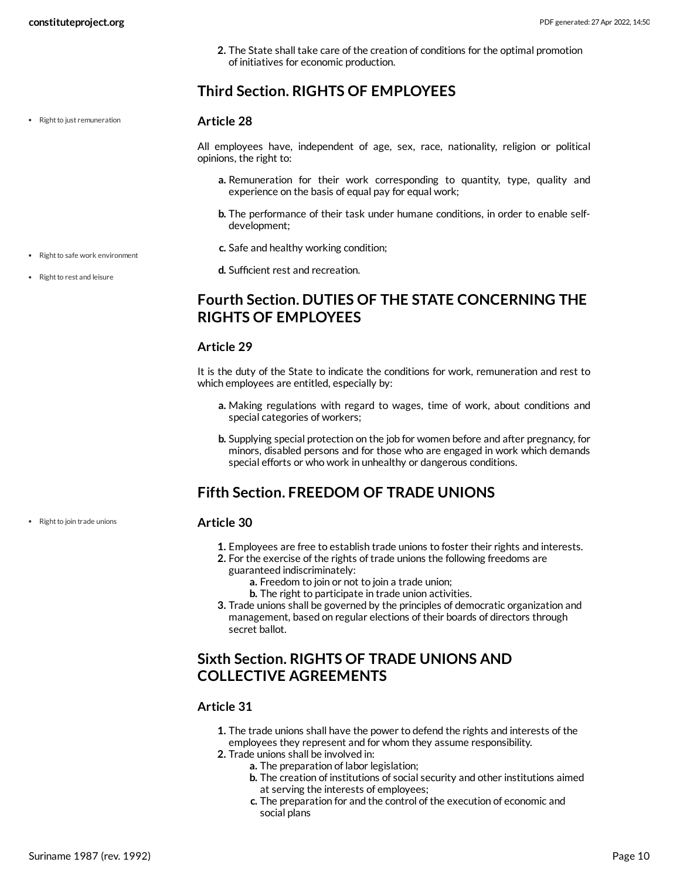2. The State shall take care of the creation of conditions for the optimal promotion of initiatives for economic production.

## Third Section. RIGHTS OF EMPLOYEES

### Article 28

- Right to just remuneration

All employees have, independent of age, sex, race, nationality, religion or political opinions, the right to:

a. Remuneration for their work corresponding to quantity, type, quality and experience on the basis of equal pay for equal work;

b. The performance of their task under humane conditions, in order to enable self-development;

c. Safe and healthy working condition;

d. Sufficient rest and recreation.

- Right to safe work environment
- Right to rest and leisure

## Fourth Section. DUTIES OF THE STATE CONCERNING THE RIGHTS OF EMPLOYEES

### Article 29

It is the duty of the State to indicate the conditions for work, remuneration and rest to which employees are entitled, especially by:

a. Making regulations with regard to wages, time of work, about conditions and special categories of workers;

b. Supplying special protection on the job for women before and after pregnancy, for minors, disabled persons and for those who are engaged in work which demands special efforts or who work in unhealthy or dangerous conditions.

## Fifth Section. FREEDOM OF TRADE UNIONS

### Article 30

- Right to join trade unions

1. Employees are free to establish trade unions to foster their rights and interests.
2. For the exercise of the rights of trade unions the following freedoms are guaranteed indiscriminately:
    a. Freedom to join or not to join a trade union;
    b. The right to participate in trade union activities.
3. Trade unions shall be governed by the principles of democratic organization and management, based on regular elections of their boards of directors through secret ballot.

## Sixth Section. RIGHTS OF TRADE UNIONS AND COLLECTIVE AGREEMENTS

### Article 31

1. The trade unions shall have the power to defend the rights and interests of the employees they represent and for whom they assume responsibility.
2. Trade unions shall be involved in:
    a. The preparation of labor legislation;
    b. The creation of institutions of social security and other institutions aimed at serving the interests of employees;
    c. The preparation for and the control of the execution of economic and social plans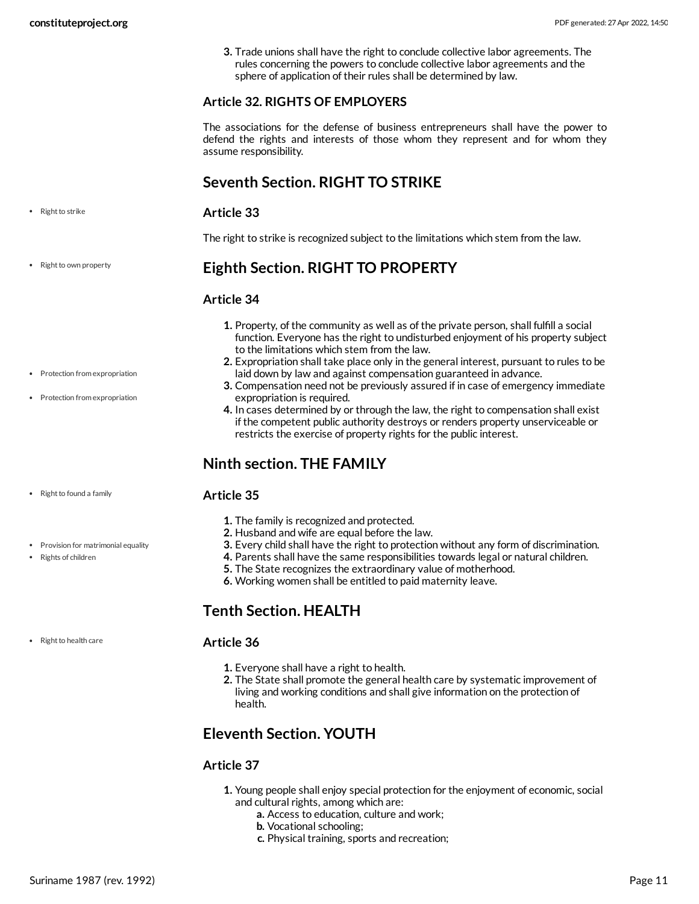3. Trade unions shall have the right to conclude collective labor agreements. The rules concerning the powers to conclude collective labor agreements and the sphere of application of their rules shall be determined by law.

### Article 32. RIGHTS OF EMPLOYERS

The associations for the defense of business entrepreneurs shall have the power to defend the rights and interests of those whom they represent and for whom they assume responsibility.

## Seventh Section. RIGHT TO STRIKE

- Right to strike

### Article 33

The right to strike is recognized subject to the limitations which stem from the law.

- Right to own property

## Eighth Section. RIGHT TO PROPERTY

### Article 34

1. Property, of the community as well as of the private person, shall fulfill a social function. Everyone has the right to undisturbed enjoyment of his property subject to the limitations which stem from the law.
2. Expropriation shall take place only in the general interest, pursuant to rules to be laid down by law and against compensation guaranteed in advance.
3. Compensation need not be previously assured if in case of emergency immediate expropriation is required.
4. In cases determined by or through the law, the right to compensation shall exist if the competent public authority destroys or renders property unserviceable or restricts the exercise of property rights for the public interest.

- Protection from expropriation
- Protection from expropriation

## Ninth section. THE FAMILY

- Right to found a family

### Article 35

1. The family is recognized and protected.
2. Husband and wife are equal before the law.
3. Every child shall have the right to protection without any form of discrimination.
4. Parents shall have the same responsibilities towards legal or natural children.
5. The State recognizes the extraordinary value of motherhood.
6. Working women shall be entitled to paid maternity leave.

- Provision for matrimonial equality
- Rights of children

## Tenth Section. HEALTH

- Right to health care

### Article 36

1. Everyone shall have a right to health.
2. The State shall promote the general health care by systematic improvement of living and working conditions and shall give information on the protection of health.

## Eleventh Section. YOUTH

### Article 37

1. Young people shall enjoy special protection for the enjoyment of economic, social and cultural rights, among which are:
   - a. Access to education, culture and work;
   - b. Vocational schooling;
   - c. Physical training, sports and recreation;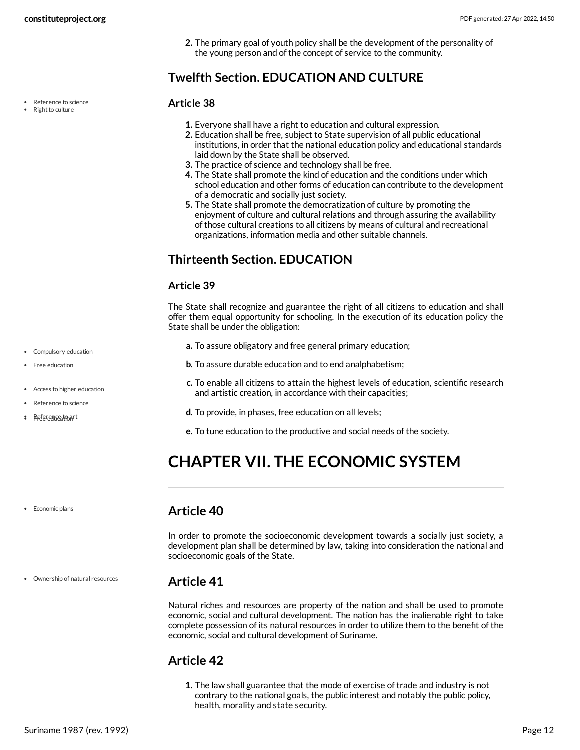2. The primary goal of youth policy shall be the development of the personality of the young person and of the concept of service to the community.

## Twelfth Section. EDUCATION AND CULTURE

### Article 38

1. Everyone shall have a right to education and cultural expression.
2. Education shall be free, subject to State supervision of all public educational institutions, in order that the national education policy and educational standards laid down by the State shall be observed.
3. The practice of science and technology shall be free.
4. The State shall promote the kind of education and the conditions under which school education and other forms of education can contribute to the development of a democratic and socially just society.
5. The State shall promote the democratization of culture by promoting the enjoyment of culture and cultural relations and through assuring the availability of those cultural creations to all citizens by means of cultural and recreational organizations, information media and other suitable channels.

## Thirteenth Section. EDUCATION

### Article 39

The State shall recognize and guarantee the right of all citizens to education and shall offer them equal opportunity for schooling. In the execution of its education policy the State shall be under the obligation:

a. To assure obligatory and free general primary education;

b. To assure durable education and to end analphabetism;

c. To enable all citizens to attain the highest levels of education, scientific research and artistic creation, in accordance with their capacities;

d. To provide, in phases, free education on all levels;

e. To tune education to the productive and social needs of the society.

# CHAPTER VII. THE ECONOMIC SYSTEM

### Article 40

In order to promote the socioeconomic development towards a socially just society, a development plan shall be determined by law, taking into consideration the national and socioeconomic goals of the State.

### Article 41

Natural riches and resources are property of the nation and shall be used to promote economic, social and cultural development. The nation has the inalienable right to take complete possession of its natural resources in order to utilize them to the benefit of the economic, social and cultural development of Suriname.

### Article 42

1. The law shall guarantee that the mode of exercise of trade and industry is not contrary to the national goals, the public interest and notably the public policy, health, morality and state security.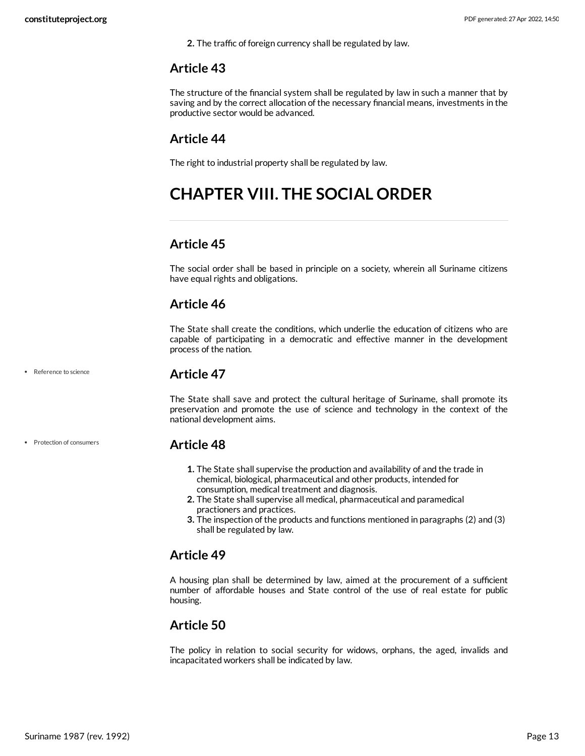2. The traffic of foreign currency shall be regulated by law.

## Article 43

The structure of the financial system shall be regulated by law in such a manner that by saving and by the correct allocation of the necessary financial means, investments in the productive sector would be advanced.

## Article 44

The right to industrial property shall be regulated by law.

# CHAPTER VIII. THE SOCIAL ORDER

## Article 45

The social order shall be based in principle on a society, wherein all Suriname citizens have equal rights and obligations.

## Article 46

The State shall create the conditions, which underlie the education of citizens who are capable of participating in a democratic and effective manner in the development process of the nation.

- Reference to science

## Article 47

The State shall save and protect the cultural heritage of Suriname, shall promote its preservation and promote the use of science and technology in the context of the national development aims.

- Protection of consumers

## Article 48

1. The State shall supervise the production and availability of and the trade in chemical, biological, pharmaceutical and other products, intended for consumption, medical treatment and diagnosis.
2. The State shall supervise all medical, pharmaceutical and paramedical practioners and practices.
3. The inspection of the products and functions mentioned in paragraphs (2) and (3) shall be regulated by law.

## Article 49

A housing plan shall be determined by law, aimed at the procurement of a sufficient number of affordable houses and State control of the use of real estate for public housing.

## Article 50

The policy in relation to social security for widows, orphans, the aged, invalids and incapacitated workers shall be indicated by law.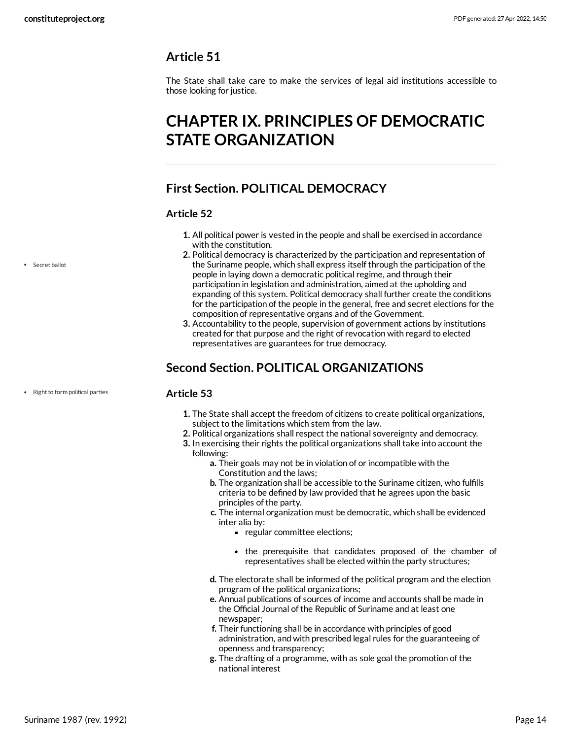## Article 51

The State shall take care to make the services of legal aid institutions accessible to those looking for justice.

# CHAPTER IX. PRINCIPLES OF DEMOCRATIC STATE ORGANIZATION

## First Section. POLITICAL DEMOCRACY

### Article 52

- Secret ballot

1. All political power is vested in the people and shall be exercised in accordance with the constitution.
2. Political democracy is characterized by the participation and representation of the Suriname people, which shall express itself through the participation of the people in laying down a democratic political regime, and through their participation in legislation and administration, aimed at the upholding and expanding of this system. Political democracy shall further create the conditions for the participation of the people in the general, free and secret elections for the composition of representative organs and of the Government.
3. Accountability to the people, supervision of government actions by institutions created for that purpose and the right of revocation with regard to elected representatives are guarantees for true democracy.

## Second Section. POLITICAL ORGANIZATIONS

- Right to form political parties

### Article 53

1. The State shall accept the freedom of citizens to create political organizations, subject to the limitations which stem from the law.
2. Political organizations shall respect the national sovereignty and democracy.
3. In exercising their rights the political organizations shall take into account the following:
   a. Their goals may not be in violation of or incompatible with the Constitution and the laws;
   b. The organization shall be accessible to the Suriname citizen, who fulfills criteria to be defined by law provided that he agrees upon the basic principles of the party.
   c. The internal organization must be democratic, which shall be evidenced inter alia by:
      - regular committee elections;
      - the prerequisite that candidates proposed of the chamber of representatives shall be elected within the party structures;
   d. The electorate shall be informed of the political program and the election program of the political organizations;
   e. Annual publications of sources of income and accounts shall be made in the Official Journal of the Republic of Suriname and at least one newspaper;
   f. Their functioning shall be in accordance with principles of good administration, and with prescribed legal rules for the guaranteeing of openness and transparency;
   g. The drafting of a programme, with as sole goal the promotion of the national interest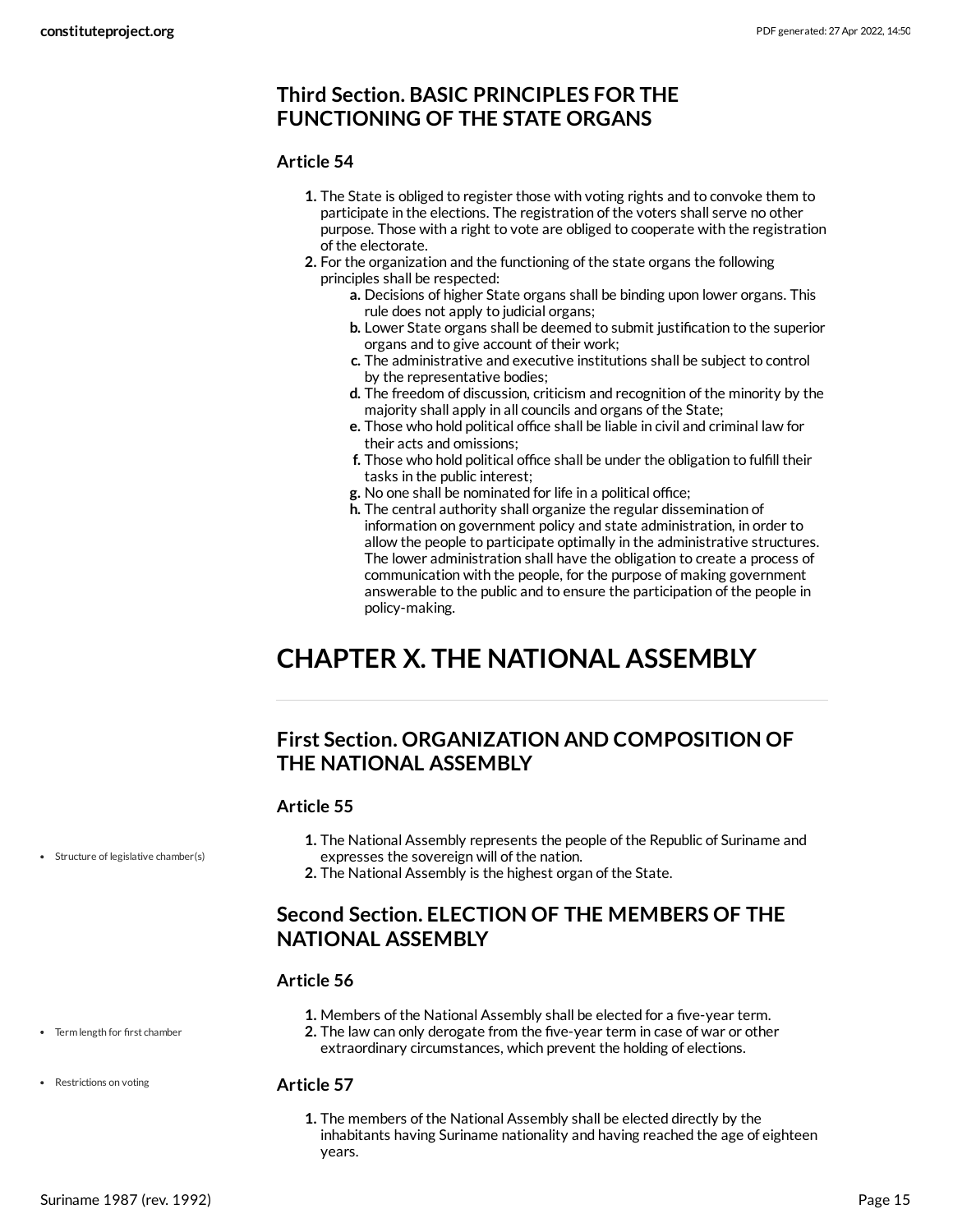## Third Section. BASIC PRINCIPLES FOR THE FUNCTIONING OF THE STATE ORGANS

### Article 54

1. The State is obliged to register those with voting rights and to convoke them to participate in the elections. The registration of the voters shall serve no other purpose. Those with a right to vote are obliged to cooperate with the registration of the electorate.
2. For the organization and the functioning of the state organs the following principles shall be respected:
    a. Decisions of higher State organs shall be binding upon lower organs. This rule does not apply to judicial organs;
    b. Lower State organs shall be deemed to submit justification to the superior organs and to give account of their work;
    c. The administrative and executive institutions shall be subject to control by the representative bodies;
    d. The freedom of discussion, criticism and recognition of the minority by the majority shall apply in all councils and organs of the State;
    e. Those who hold political office shall be liable in civil and criminal law for their acts and omissions;
    f. Those who hold political office shall be under the obligation to fulfill their tasks in the public interest;
    g. No one shall be nominated for life in a political office;
    h. The central authority shall organize the regular dissemination of information on government policy and state administration, in order to allow the people to participate optimally in the administrative structures. The lower administration shall have the obligation to create a process of communication with the people, for the purpose of making government answerable to the public and to ensure the participation of the people in policy-making.

# CHAPTER X. THE NATIONAL ASSEMBLY

## First Section. ORGANIZATION AND COMPOSITION OF THE NATIONAL ASSEMBLY

### Article 55

- Structure of legislative chamber(s)

1. The National Assembly represents the people of the Republic of Suriname and expresses the sovereign will of the nation.
2. The National Assembly is the highest organ of the State.

## Second Section. ELECTION OF THE MEMBERS OF THE NATIONAL ASSEMBLY

### Article 56

- Term length for first chamber

1. Members of the National Assembly shall be elected for a five-year term.
2. The law can only derogate from the five-year term in case of war or other extraordinary circumstances, which prevent the holding of elections.

### Article 57

- Restrictions on voting

1. The members of the National Assembly shall be elected directly by the inhabitants having Suriname nationality and having reached the age of eighteen years.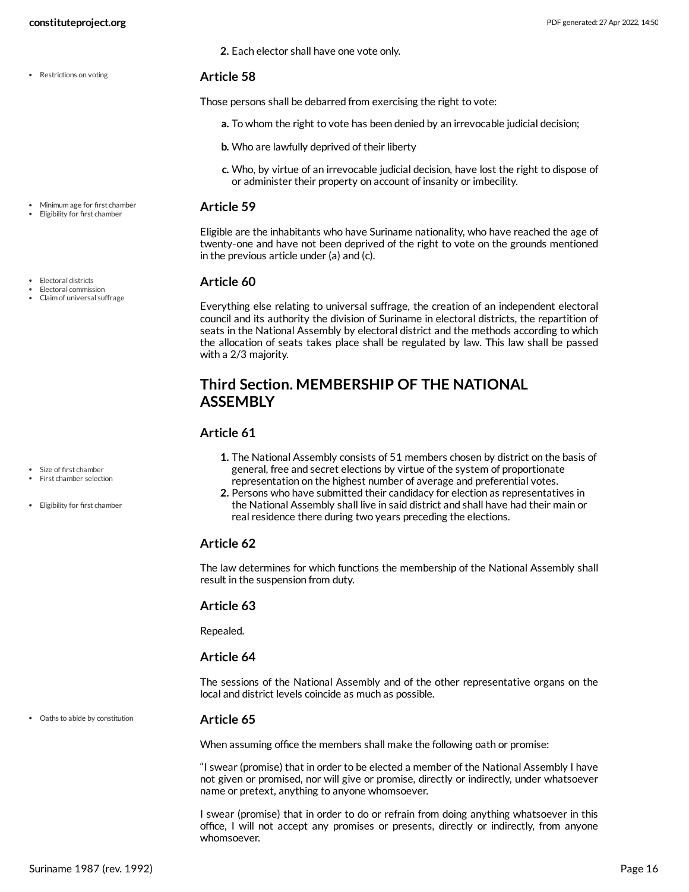2. Each elector shall have one vote only.

### Article 58

Those persons shall be debarred from exercising the right to vote:

a. To whom the right to vote has been denied by an irrevocable judicial decision;

b. Who are lawfully deprived of their liberty

c. Who, by virtue of an irrevocable judicial decision, have lost the right to dispose of or administer their property on account of insanity or imbecility.

### Article 59

Eligible are the inhabitants who have Suriname nationality, who have reached the age of twenty-one and have not been deprived of the right to vote on the grounds mentioned in the previous article under (a) and (c).

### Article 60

Everything else relating to universal suffrage, the creation of an independent electoral council and its authority the division of Suriname in electoral districts, the repartition of seats in the National Assembly by electoral district and the methods according to which the allocation of seats takes place shall be regulated by law. This law shall be passed with a 2/3 majority.

## Third Section. MEMBERSHIP OF THE NATIONAL ASSEMBLY

### Article 61

1. The National Assembly consists of 51 members chosen by district on the basis of general, free and secret elections by virtue of the system of proportionate representation on the highest number of average and preferential votes.
2. Persons who have submitted their candidacy for election as representatives in the National Assembly shall live in said district and shall have had their main or real residence there during two years preceding the elections.

### Article 62

The law determines for which functions the membership of the National Assembly shall result in the suspension from duty.

### Article 63

Repealed.

### Article 64

The sessions of the National Assembly and of the other representative organs on the local and district levels coincide as much as possible.

### Article 65

When assuming office the members shall make the following oath or promise:

"I swear (promise) that in order to be elected a member of the National Assembly I have not given or promised, nor will give or promise, directly or indirectly, under whatsoever name or pretext, anything to anyone whomsoever.

I swear (promise) that in order to do or refrain from doing anything whatsoever in this office, I will not accept any promises or presents, directly or indirectly, from anyone whomsoever.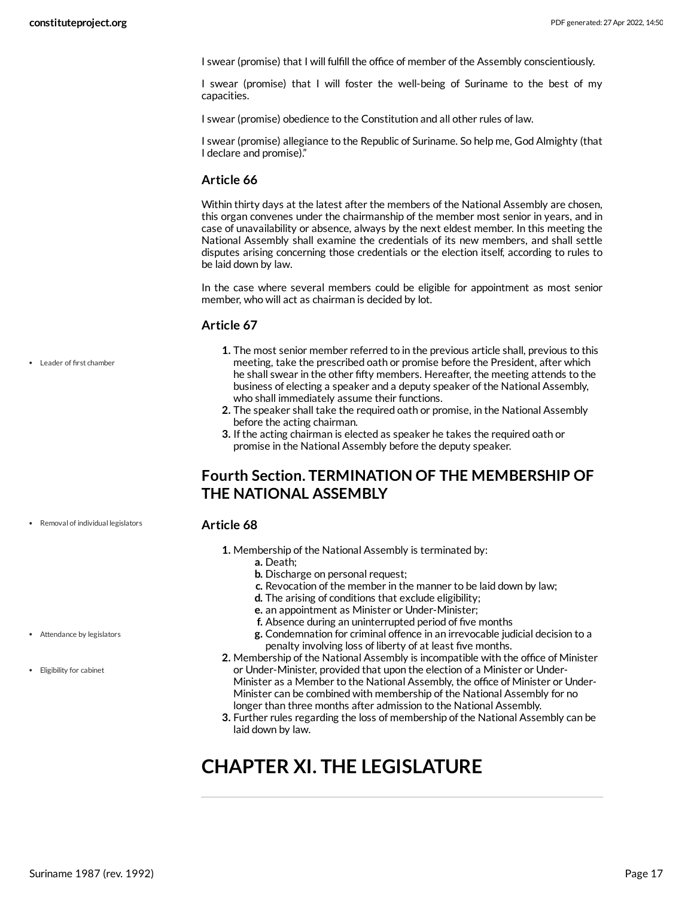I swear (promise) that I will fulfill the office of member of the Assembly conscientiously.

I swear (promise) that I will foster the well-being of Suriname to the best of my capacities.

I swear (promise) obedience to the Constitution and all other rules of law.

I swear (promise) allegiance to the Republic of Suriname. So help me, God Almighty (that I declare and promise)."

### Article 66

Within thirty days at the latest after the members of the National Assembly are chosen, this organ convenes under the chairmanship of the member most senior in years, and in case of unavailability or absence, always by the next eldest member. In this meeting the National Assembly shall examine the credentials of its new members, and shall settle disputes arising concerning those credentials or the election itself, according to rules to be laid down by law.

In the case where several members could be eligible for appointment as most senior member, who will act as chairman is decided by lot.

### Article 67

- Leader of first chamber

1. The most senior member referred to in the previous article shall, previous to this meeting, take the prescribed oath or promise before the President, after which he shall swear in the other fifty members. Hereafter, the meeting attends to the business of electing a speaker and a deputy speaker of the National Assembly, who shall immediately assume their functions.
2. The speaker shall take the required oath or promise, in the National Assembly before the acting chairman.
3. If the acting chairman is elected as speaker he takes the required oath or promise in the National Assembly before the deputy speaker.

## Fourth Section. TERMINATION OF THE MEMBERSHIP OF THE NATIONAL ASSEMBLY

- Removal of individual legislators

### Article 68

1. Membership of the National Assembly is terminated by:
   a. Death;
   b. Discharge on personal request;
   c. Revocation of the member in the manner to be laid down by law;
   d. The arising of conditions that exclude eligibility;
   e. an appointment as Minister or Under-Minister;
   f. Absence during an uninterrupted period of five months
   g. Condemnation for criminal offence in an irrevocable judicial decision to a penalty involving loss of liberty of at least five months.
2. Membership of the National Assembly is incompatible with the office of Minister or Under-Minister, provided that upon the election of a Minister or Under-Minister as a Member to the National Assembly, the office of Minister or Under-Minister can be combined with membership of the National Assembly for no longer than three months after admission to the National Assembly.
3. Further rules regarding the loss of membership of the National Assembly can be laid down by law.

- Attendance by legislators
- Eligibility for cabinet

# CHAPTER XI. THE LEGISLATURE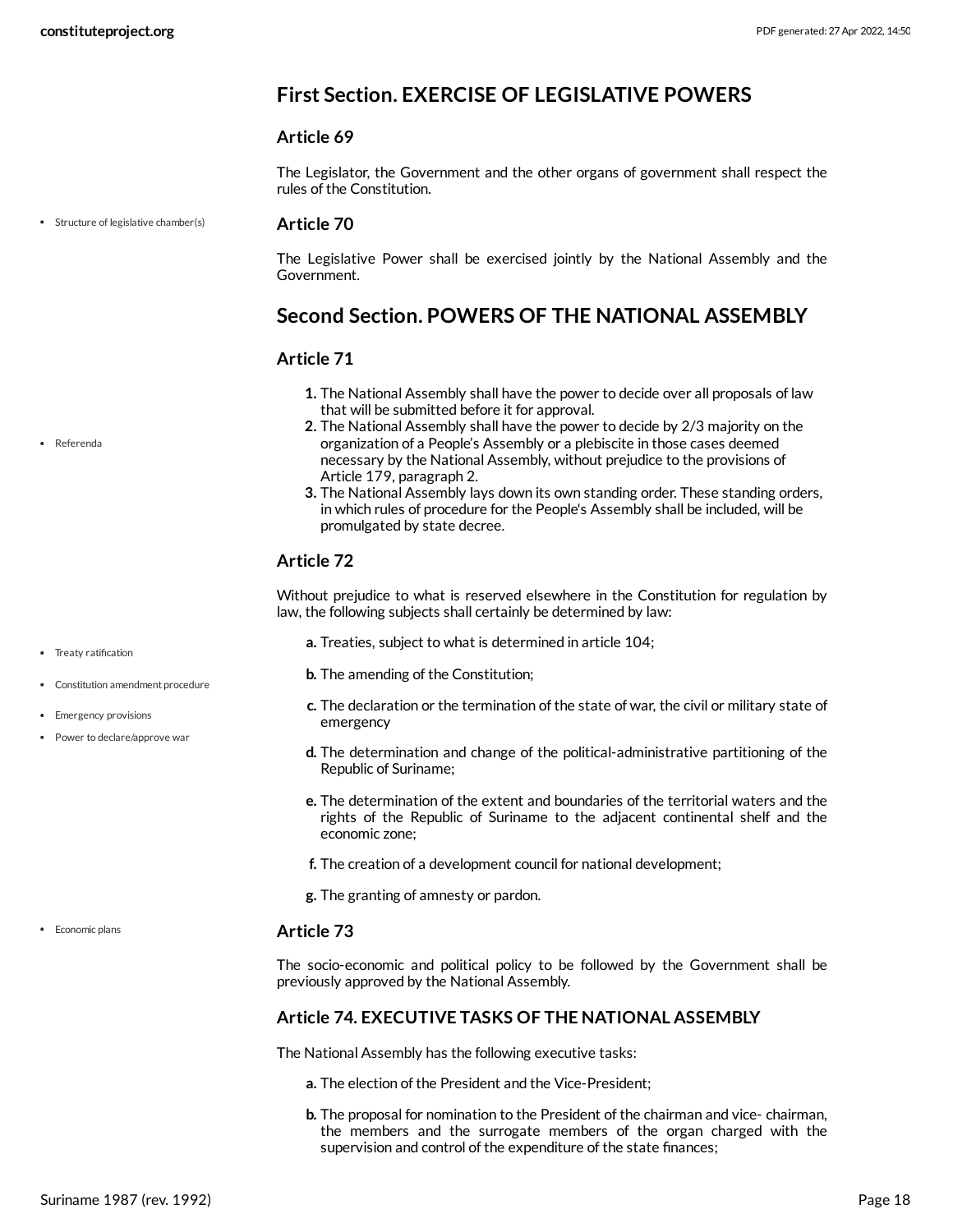## First Section. EXERCISE OF LEGISLATIVE POWERS

### Article 69

The Legislator, the Government and the other organs of government shall respect the rules of the Constitution.

### Article 70

The Legislative Power shall be exercised jointly by the National Assembly and the Government.

## Second Section. POWERS OF THE NATIONAL ASSEMBLY

### Article 71

1. The National Assembly shall have the power to decide over all proposals of law that will be submitted before it for approval.
2. The National Assembly shall have the power to decide by 2/3 majority on the organization of a People's Assembly or a plebiscite in those cases deemed necessary by the National Assembly, without prejudice to the provisions of Article 179, paragraph 2.
3. The National Assembly lays down its own standing order. These standing orders, in which rules of procedure for the People's Assembly shall be included, will be promulgated by state decree.

### Article 72

Without prejudice to what is reserved elsewhere in the Constitution for regulation by law, the following subjects shall certainly be determined by law:

- **a.** Treaties, subject to what is determined in article 104;
- **b.** The amending of the Constitution;
- **c.** The declaration or the termination of the state of war, the civil or military state of emergency
- **d.** The determination and change of the political-administrative partitioning of the Republic of Suriname;
- **e.** The determination of the extent and boundaries of the territorial waters and the rights of the Republic of Suriname to the adjacent continental shelf and the economic zone;
- **f.** The creation of a development council for national development;
- **g.** The granting of amnesty or pardon.

### Article 73

The socio-economic and political policy to be followed by the Government shall be previously approved by the National Assembly.

### Article 74. EXECUTIVE TASKS OF THE NATIONAL ASSEMBLY

The National Assembly has the following executive tasks:

- **a.** The election of the President and the Vice-President;
- **b.** The proposal for nomination to the President of the chairman and vice- chairman, the members and the surrogate members of the organ charged with the supervision and control of the expenditure of the state finances;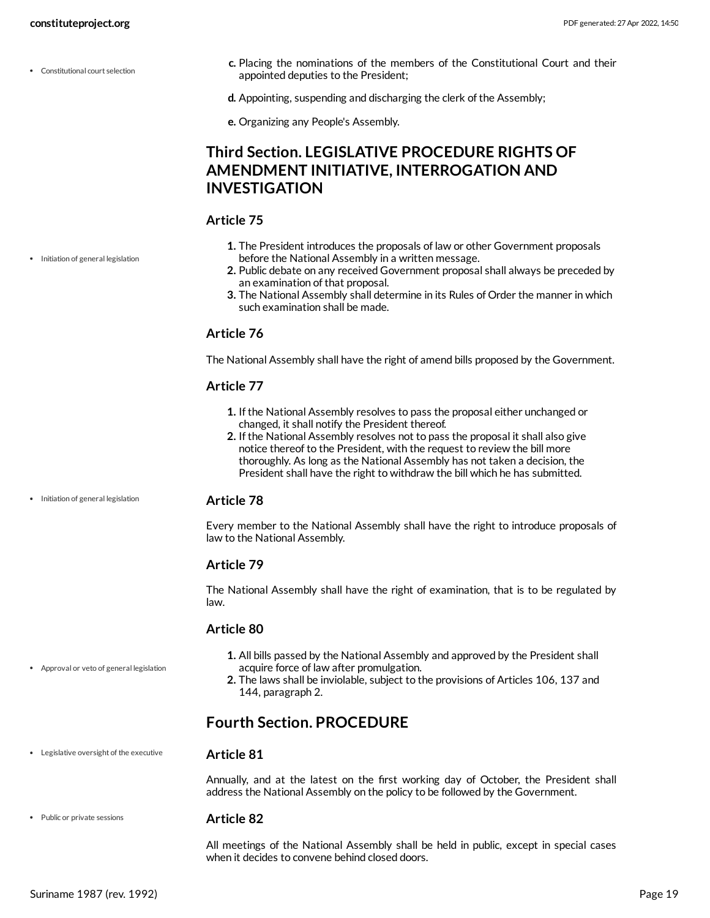c. Placing the nominations of the members of the Constitutional Court and their appointed deputies to the President;

d. Appointing, suspending and discharging the clerk of the Assembly;

e. Organizing any People's Assembly.

## Third Section. LEGISLATIVE PROCEDURE RIGHTS OF AMENDMENT INITIATIVE, INTERROGATION AND INVESTIGATION

### Article 75

1. The President introduces the proposals of law or other Government proposals before the National Assembly in a written message.
2. Public debate on any received Government proposal shall always be preceded by an examination of that proposal.
3. The National Assembly shall determine in its Rules of Order the manner in which such examination shall be made.

### Article 76

The National Assembly shall have the right of amend bills proposed by the Government.

### Article 77

1. If the National Assembly resolves to pass the proposal either unchanged or changed, it shall notify the President thereof.
2. If the National Assembly resolves not to pass the proposal it shall also give notice thereof to the President, with the request to review the bill more thoroughly. As long as the National Assembly has not taken a decision, the President shall have the right to withdraw the bill which he has submitted.

### Article 78

Every member to the National Assembly shall have the right to introduce proposals of law to the National Assembly.

### Article 79

The National Assembly shall have the right of examination, that is to be regulated by law.

### Article 80

1. All bills passed by the National Assembly and approved by the President shall acquire force of law after promulgation.
2. The laws shall be inviolable, subject to the provisions of Articles 106, 137 and 144, paragraph 2.

## Fourth Section. PROCEDURE

### Article 81

Annually, and at the latest on the first working day of October, the President shall address the National Assembly on the policy to be followed by the Government.

### Article 82

All meetings of the National Assembly shall be held in public, except in special cases when it decides to convene behind closed doors.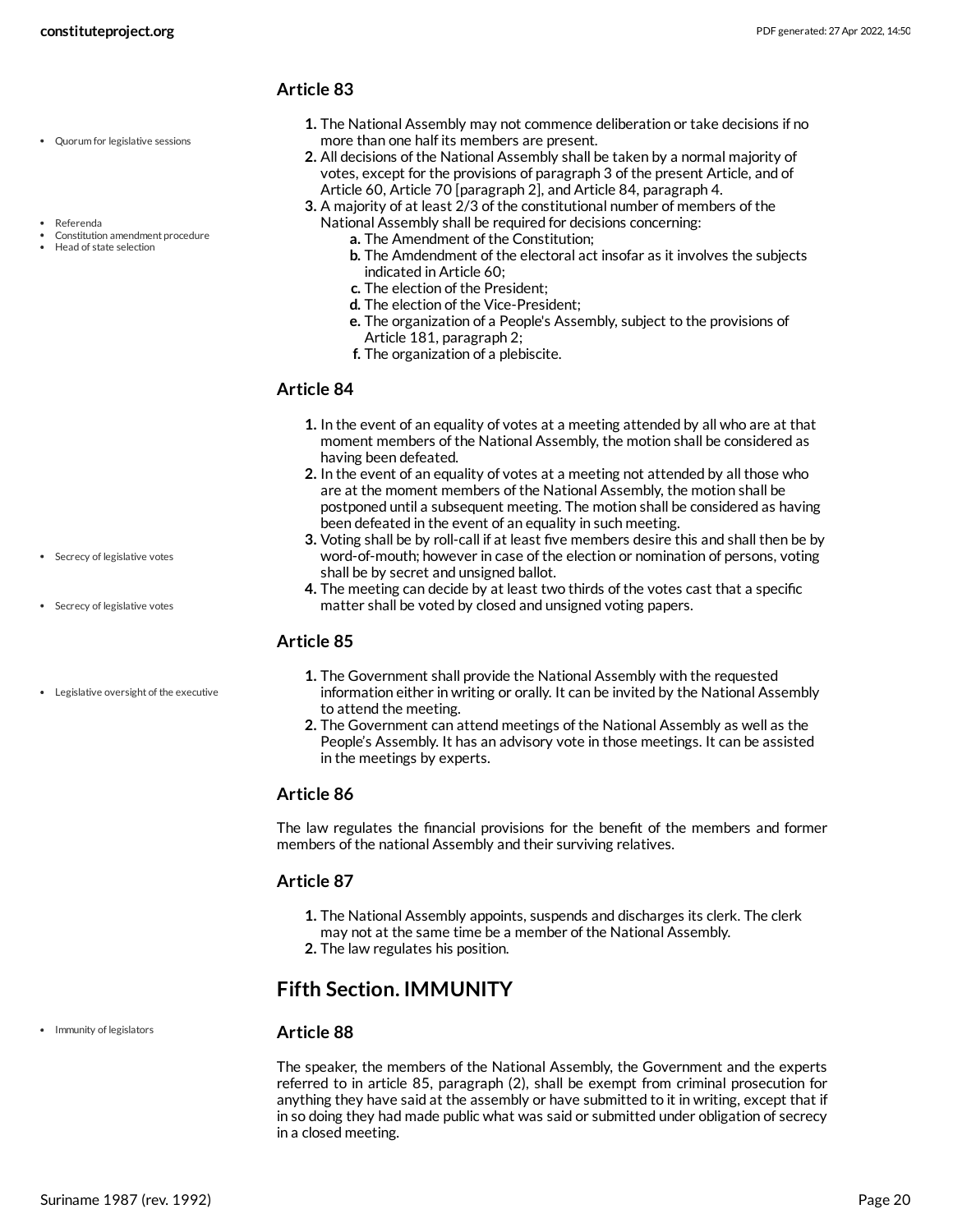### Article 83

- Quorum for legislative sessions

1. The National Assembly may not commence deliberation or take decisions if no more than one half its members are present.
2. All decisions of the National Assembly shall be taken by a normal majority of votes, except for the provisions of paragraph 3 of the present Article, and of Article 60, Article 70 [paragraph 2], and Article 84, paragraph 4.
3. A majority of at least 2/3 of the constitutional number of members of the National Assembly shall be required for decisions concerning:
   - a. The Amendment of the Constitution;
   - b. The Amdendment of the electoral act insofar as it involves the subjects indicated in Article 60;
   - c. The election of the President;
   - d. The election of the Vice-President;
   - e. The organization of a People's Assembly, subject to the provisions of Article 181, paragraph 2;
   - f. The organization of a plebiscite.

- Referenda
- Constitution amendment procedure
- Head of state selection

### Article 84

1. In the event of an equality of votes at a meeting attended by all who are at that moment members of the National Assembly, the motion shall be considered as having been defeated.
2. In the event of an equality of votes at a meeting not attended by all those who are at the moment members of the National Assembly, the motion shall be postponed until a subsequent meeting. The motion shall be considered as having been defeated in the event of an equality in such meeting.
3. Voting shall be by roll-call if at least five members desire this and shall then be by word-of-mouth; however in case of the election or nomination of persons, voting shall be by secret and unsigned ballot.
4. The meeting can decide by at least two thirds of the votes cast that a specific matter shall be voted by closed and unsigned voting papers.

- Secrecy of legislative votes
- Secrecy of legislative votes

### Article 85

- Legislative oversight of the executive

1. The Government shall provide the National Assembly with the requested information either in writing or orally. It can be invited by the National Assembly to attend the meeting.
2. The Government can attend meetings of the National Assembly as well as the People's Assembly. It has an advisory vote in those meetings. It can be assisted in the meetings by experts.

### Article 86

The law regulates the financial provisions for the benefit of the members and former members of the national Assembly and their surviving relatives.

### Article 87

1. The National Assembly appoints, suspends and discharges its clerk. The clerk may not at the same time be a member of the National Assembly.
2. The law regulates his position.

## Fifth Section. IMMUNITY

- Immunity of legislators

### Article 88

The speaker, the members of the National Assembly, the Government and the experts referred to in article 85, paragraph (2), shall be exempt from criminal prosecution for anything they have said at the assembly or have submitted to it in writing, except that if in so doing they had made public what was said or submitted under obligation of secrecy in a closed meeting.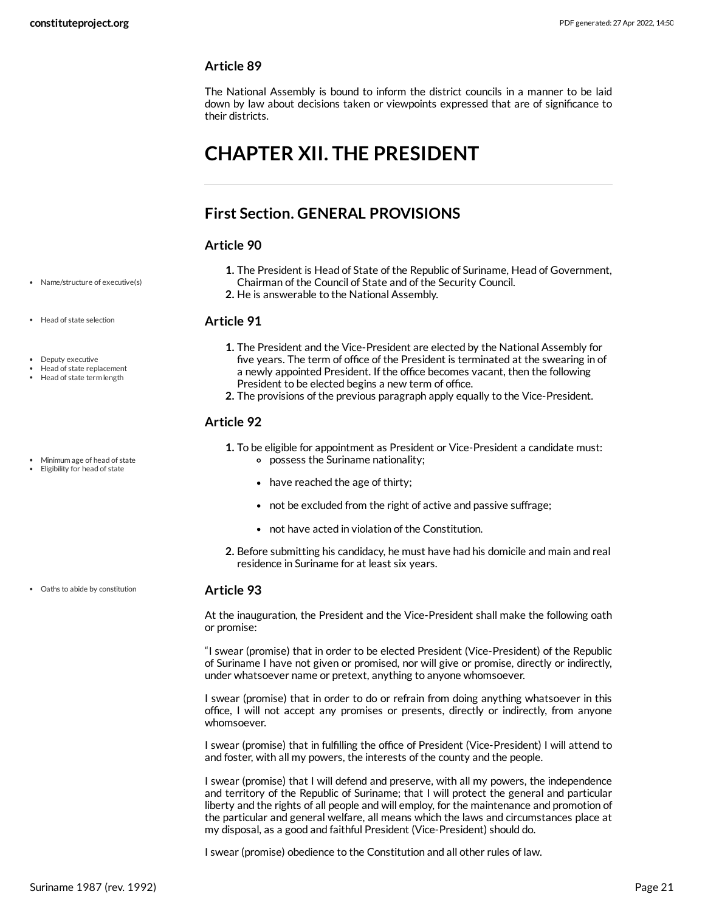### Article 89

The National Assembly is bound to inform the district councils in a manner to be laid down by law about decisions taken or viewpoints expressed that are of significance to their districts.

# CHAPTER XII. THE PRESIDENT

## First Section. GENERAL PROVISIONS

### Article 90

- Name/structure of executive(s)

1. The President is Head of State of the Republic of Suriname, Head of Government, Chairman of the Council of State and of the Security Council.
2. He is answerable to the National Assembly.

- Head of state selection

### Article 91

- Deputy executive
- Head of state replacement
- Head of state term length

1. The President and the Vice-President are elected by the National Assembly for five years. The term of office of the President is terminated at the swearing in of a newly appointed President. If the office becomes vacant, then the following President to be elected begins a new term of office.
2. The provisions of the previous paragraph apply equally to the Vice-President.

### Article 92

- Minimum age of head of state
- Eligibility for head of state

1. To be eligible for appointment as President or Vice-President a candidate must:
   - possess the Suriname nationality;
   - have reached the age of thirty;
   - not be excluded from the right of active and passive suffrage;
   - not have acted in violation of the Constitution.
2. Before submitting his candidacy, he must have had his domicile and main and real residence in Suriname for at least six years.

- Oaths to abide by constitution

### Article 93

At the inauguration, the President and the Vice-President shall make the following oath or promise:

"I swear (promise) that in order to be elected President (Vice-President) of the Republic of Suriname I have not given or promised, nor will give or promise, directly or indirectly, under whatsoever name or pretext, anything to anyone whomsoever.

I swear (promise) that in order to do or refrain from doing anything whatsoever in this office, I will not accept any promises or presents, directly or indirectly, from anyone whomsoever.

I swear (promise) that in fulfilling the office of President (Vice-President) I will attend to and foster, with all my powers, the interests of the county and the people.

I swear (promise) that I will defend and preserve, with all my powers, the independence and territory of the Republic of Suriname; that I will protect the general and particular liberty and the rights of all people and will employ, for the maintenance and promotion of the particular and general welfare, all means which the laws and circumstances place at my disposal, as a good and faithful President (Vice-President) should do.

I swear (promise) obedience to the Constitution and all other rules of law.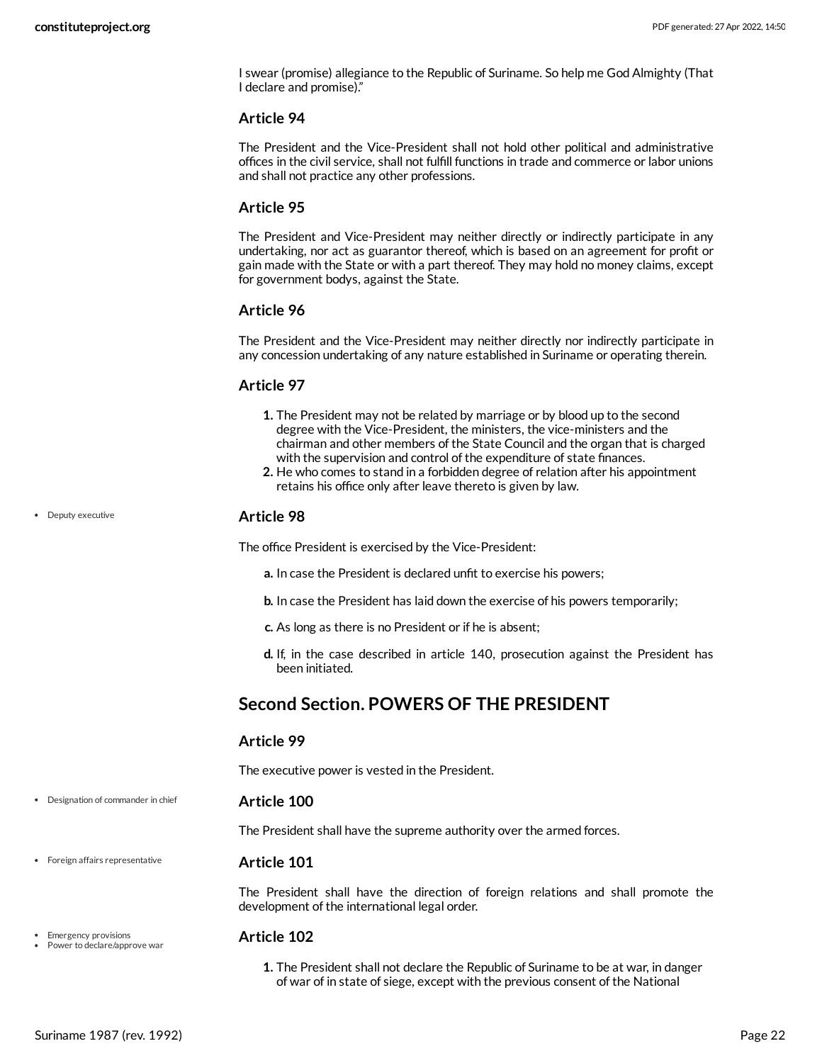I swear (promise) allegiance to the Republic of Suriname. So help me God Almighty (That I declare and promise)."

### Article 94

The President and the Vice-President shall not hold other political and administrative offices in the civil service, shall not fulfill functions in trade and commerce or labor unions and shall not practice any other professions.

### Article 95

The President and Vice-President may neither directly or indirectly participate in any undertaking, nor act as guarantor thereof, which is based on an agreement for profit or gain made with the State or with a part thereof. They may hold no money claims, except for government bodys, against the State.

### Article 96

The President and the Vice-President may neither directly nor indirectly participate in any concession undertaking of any nature established in Suriname or operating therein.

### Article 97

1. The President may not be related by marriage or by blood up to the second degree with the Vice-President, the ministers, the vice-ministers and the chairman and other members of the State Council and the organ that is charged with the supervision and control of the expenditure of state finances.
2. He who comes to stand in a forbidden degree of relation after his appointment retains his office only after leave thereto is given by law.

- Deputy executive

### Article 98

The office President is exercised by the Vice-President:

a. In case the President is declared unfit to exercise his powers;

b. In case the President has laid down the exercise of his powers temporarily;

c. As long as there is no President or if he is absent;

d. If, in the case described in article 140, prosecution against the President has been initiated.

## Second Section. POWERS OF THE PRESIDENT

### Article 99

The executive power is vested in the President.

- Designation of commander in chief

### Article 100

The President shall have the supreme authority over the armed forces.

- Foreign affairs representative

### Article 101

The President shall have the direction of foreign relations and shall promote the development of the international legal order.

- Emergency provisions
- Power to declare/approve war

### Article 102

1. The President shall not declare the Republic of Suriname to be at war, in danger of war of in state of siege, except with the previous consent of the National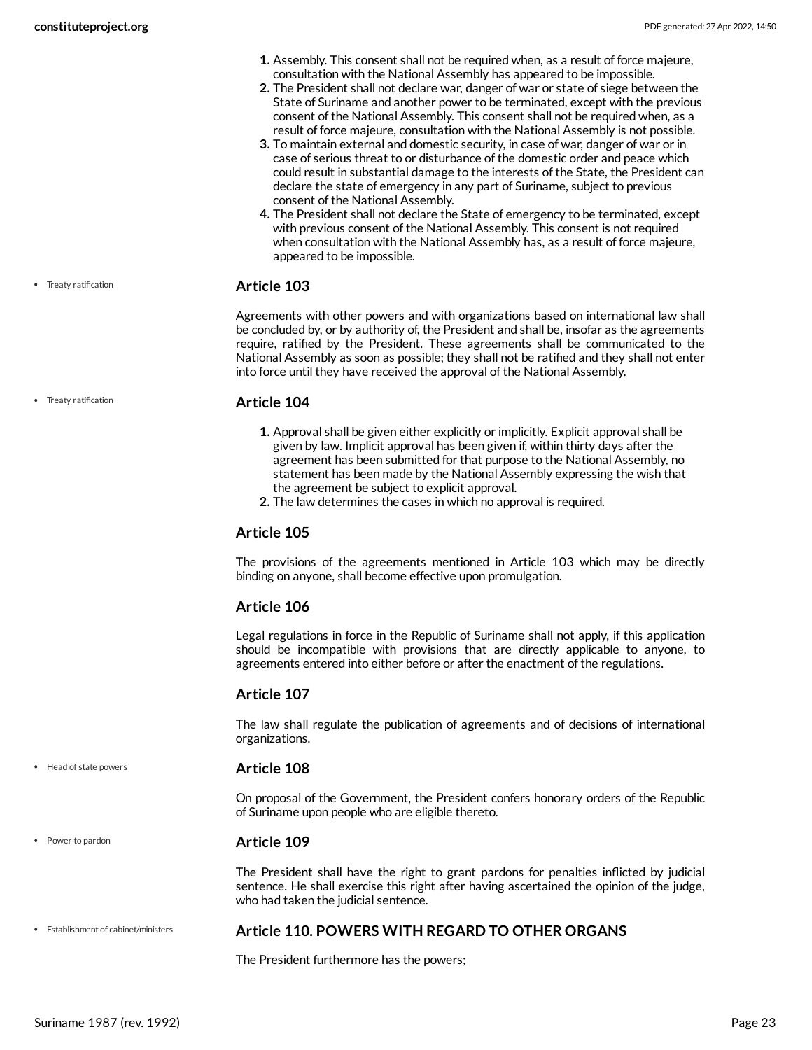1. Assembly. This consent shall not be required when, as a result of force majeure, consultation with the National Assembly has appeared to be impossible.
2. The President shall not declare war, danger of war or state of siege between the State of Suriname and another power to be terminated, except with the previous consent of the National Assembly. This consent shall not be required when, as a result of force majeure, consultation with the National Assembly is not possible.
3. To maintain external and domestic security, in case of war, danger of war or in case of serious threat to or disturbance of the domestic order and peace which could result in substantial damage to the interests of the State, the President can declare the state of emergency in any part of Suriname, subject to previous consent of the National Assembly.
4. The President shall not declare the State of emergency to be terminated, except with previous consent of the National Assembly. This consent is not required when consultation with the National Assembly has, as a result of force majeure, appeared to be impossible.

- Treaty ratification

### Article 103

Agreements with other powers and with organizations based on international law shall be concluded by, or by authority of, the President and shall be, insofar as the agreements require, ratified by the President. These agreements shall be communicated to the National Assembly as soon as possible; they shall not be ratified and they shall not enter into force until they have received the approval of the National Assembly.

- Treaty ratification

### Article 104

1. Approval shall be given either explicitly or implicitly. Explicit approval shall be given by law. Implicit approval has been given if, within thirty days after the agreement has been submitted for that purpose to the National Assembly, no statement has been made by the National Assembly expressing the wish that the agreement be subject to explicit approval.
2. The law determines the cases in which no approval is required.

### Article 105

The provisions of the agreements mentioned in Article 103 which may be directly binding on anyone, shall become effective upon promulgation.

### Article 106

Legal regulations in force in the Republic of Suriname shall not apply, if this application should be incompatible with provisions that are directly applicable to anyone, to agreements entered into either before or after the enactment of the regulations.

### Article 107

The law shall regulate the publication of agreements and of decisions of international organizations.

- Head of state powers

### Article 108

On proposal of the Government, the President confers honorary orders of the Republic of Suriname upon people who are eligible thereto.

- Power to pardon

### Article 109

The President shall have the right to grant pardons for penalties inflicted by judicial sentence. He shall exercise this right after having ascertained the opinion of the judge, who had taken the judicial sentence.

- Establishment of cabinet/ministers

### Article 110. POWERS WITH REGARD TO OTHER ORGANS

The President furthermore has the powers;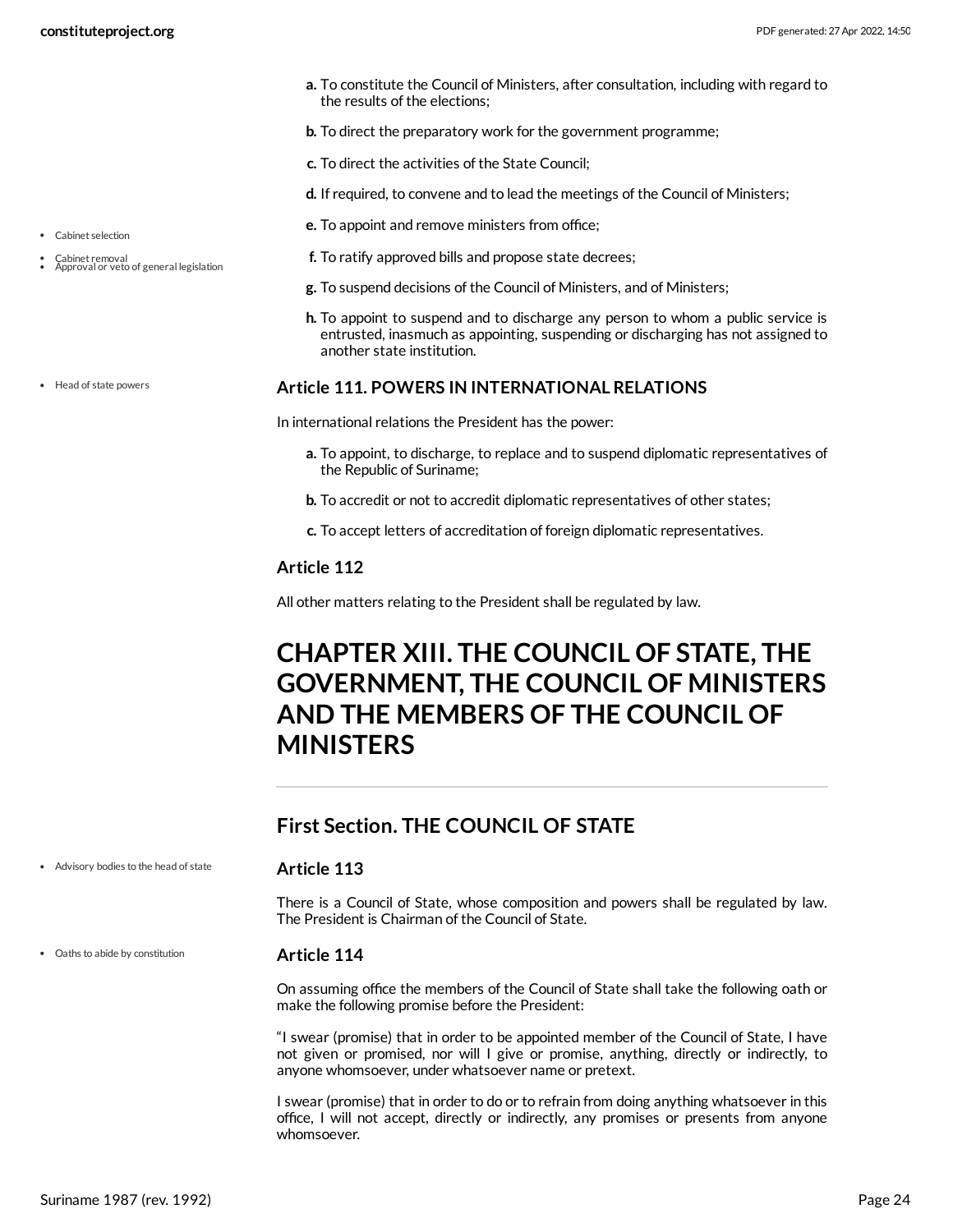a. To constitute the Council of Ministers, after consultation, including with regard to the results of the elections;

b. To direct the preparatory work for the government programme;

c. To direct the activities of the State Council;

d. If required, to convene and to lead the meetings of the Council of Ministers;

e. To appoint and remove ministers from office;

f. To ratify approved bills and propose state decrees;

g. To suspend decisions of the Council of Ministers, and of Ministers;

h. To appoint to suspend and to discharge any person to whom a public service is entrusted, inasmuch as appointing, suspending or discharging has not assigned to another state institution.

### Article 111. POWERS IN INTERNATIONAL RELATIONS

In international relations the President has the power:

a. To appoint, to discharge, to replace and to suspend diplomatic representatives of the Republic of Suriname;

b. To accredit or not to accredit diplomatic representatives of other states;

c. To accept letters of accreditation of foreign diplomatic representatives.

### Article 112

All other matters relating to the President shall be regulated by law.

# CHAPTER XIII. THE COUNCIL OF STATE, THE GOVERNMENT, THE COUNCIL OF MINISTERS AND THE MEMBERS OF THE COUNCIL OF MINISTERS

## First Section. THE COUNCIL OF STATE

### Article 113

There is a Council of State, whose composition and powers shall be regulated by law. The President is Chairman of the Council of State.

### Article 114

On assuming office the members of the Council of State shall take the following oath or make the following promise before the President:

"I swear (promise) that in order to be appointed member of the Council of State, I have not given or promised, nor will I give or promise, anything, directly or indirectly, to anyone whomsoever, under whatsoever name or pretext.

I swear (promise) that in order to do or to refrain from doing anything whatsoever in this office, I will not accept, directly or indirectly, any promises or presents from anyone whomsoever.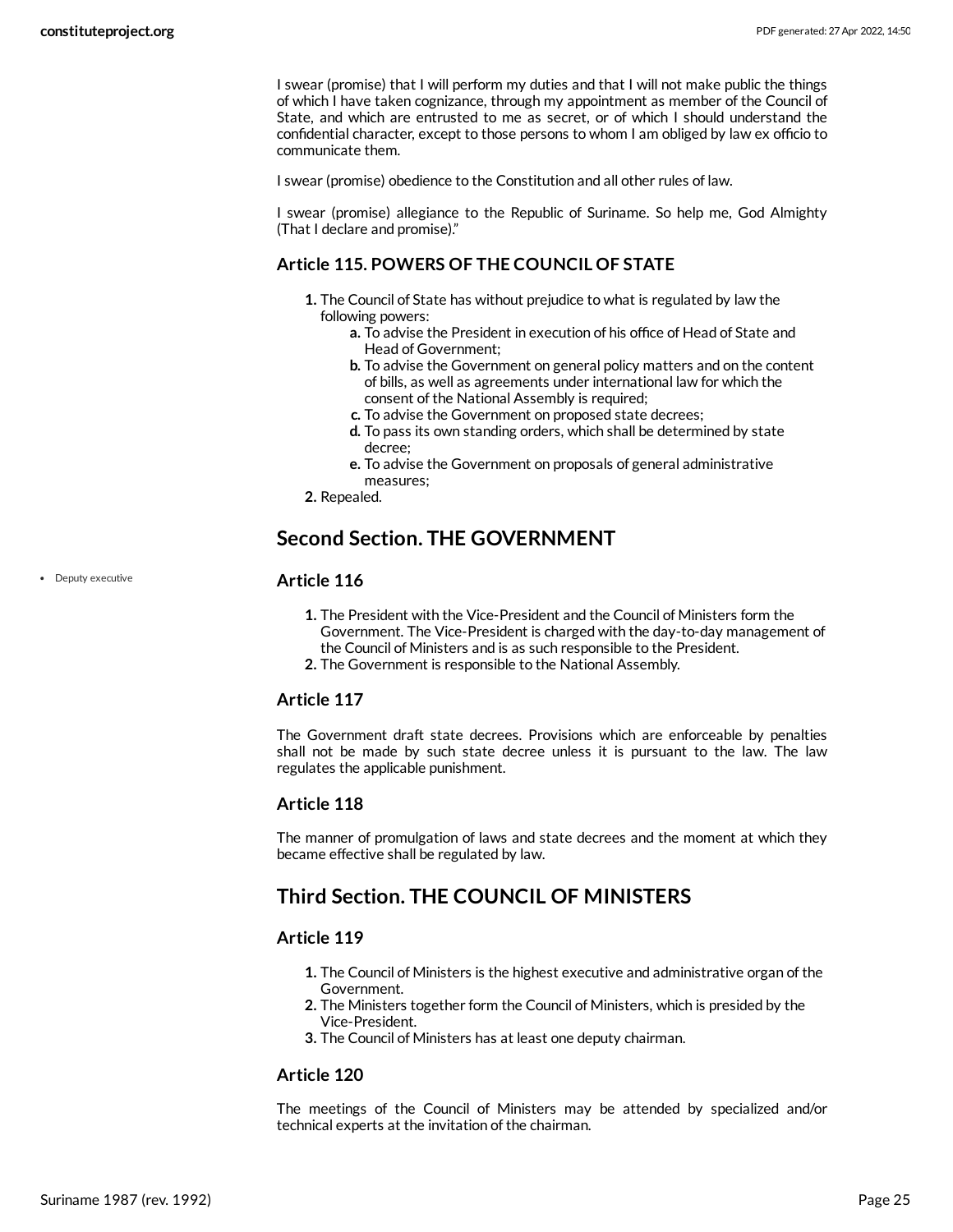I swear (promise) that I will perform my duties and that I will not make public the things of which I have taken cognizance, through my appointment as member of the Council of State, and which are entrusted to me as secret, or of which I should understand the confidential character, except to those persons to whom I am obliged by law ex officio to communicate them.

I swear (promise) obedience to the Constitution and all other rules of law.

I swear (promise) allegiance to the Republic of Suriname. So help me, God Almighty (That I declare and promise)."

### Article 115. POWERS OF THE COUNCIL OF STATE

1. The Council of State has without prejudice to what is regulated by law the following powers:
   a. To advise the President in execution of his office of Head of State and Head of Government;
   b. To advise the Government on general policy matters and on the content of bills, as well as agreements under international law for which the consent of the National Assembly is required;
   c. To advise the Government on proposed state decrees;
   d. To pass its own standing orders, which shall be determined by state decree;
   e. To advise the Government on proposals of general administrative measures;
2. Repealed.

## Second Section. THE GOVERNMENT

- Deputy executive

### Article 116

1. The President with the Vice-President and the Council of Ministers form the Government. The Vice-President is charged with the day-to-day management of the Council of Ministers and is as such responsible to the President.
2. The Government is responsible to the National Assembly.

### Article 117

The Government draft state decrees. Provisions which are enforceable by penalties shall not be made by such state decree unless it is pursuant to the law. The law regulates the applicable punishment.

### Article 118

The manner of promulgation of laws and state decrees and the moment at which they became effective shall be regulated by law.

## Third Section. THE COUNCIL OF MINISTERS

### Article 119

1. The Council of Ministers is the highest executive and administrative organ of the Government.
2. The Ministers together form the Council of Ministers, which is presided by the Vice-President.
3. The Council of Ministers has at least one deputy chairman.

### Article 120

The meetings of the Council of Ministers may be attended by specialized and/or technical experts at the invitation of the chairman.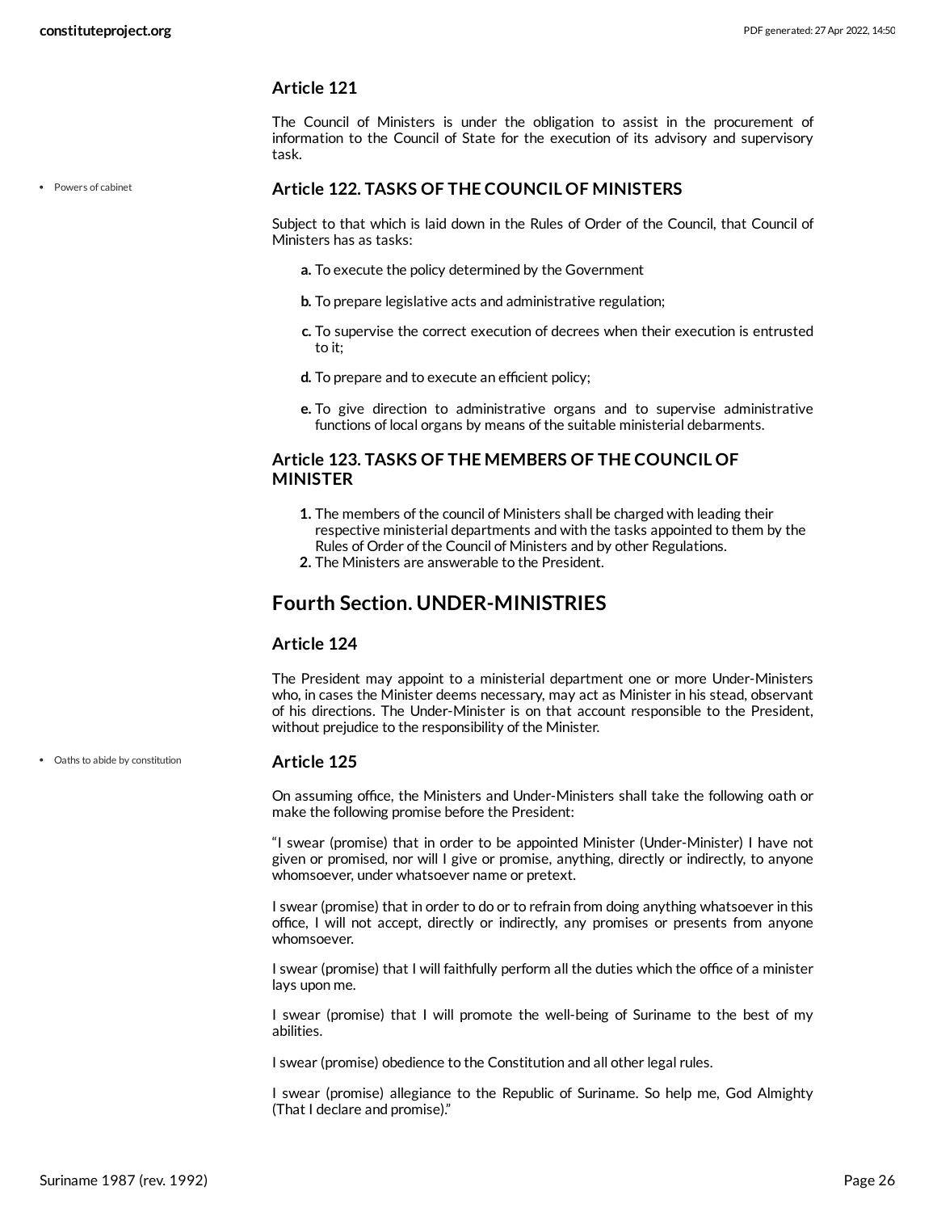### Article 121

The Council of Ministers is under the obligation to assist in the procurement of information to the Council of State for the execution of its advisory and supervisory task.

- Powers of cabinet

### Article 122. TASKS OF THE COUNCIL OF MINISTERS

Subject to that which is laid down in the Rules of Order of the Council, that Council of Ministers has as tasks:

- **a.** To execute the policy determined by the Government
- **b.** To prepare legislative acts and administrative regulation;
- **c.** To supervise the correct execution of decrees when their execution is entrusted to it;
- **d.** To prepare and to execute an efficient policy;
- **e.** To give direction to administrative organs and to supervise administrative functions of local organs by means of the suitable ministerial debarments.

### Article 123. TASKS OF THE MEMBERS OF THE COUNCIL OF MINISTER

1. The members of the council of Ministers shall be charged with leading their respective ministerial departments and with the tasks appointed to them by the Rules of Order of the Council of Ministers and by other Regulations.
2. The Ministers are answerable to the President.

## Fourth Section. UNDER-MINISTRIES

### Article 124

The President may appoint to a ministerial department one or more Under-Ministers who, in cases the Minister deems necessary, may act as Minister in his stead, observant of his directions. The Under-Minister is on that account responsible to the President, without prejudice to the responsibility of the Minister.

- Oaths to abide by constitution

### Article 125

On assuming office, the Ministers and Under-Ministers shall take the following oath or make the following promise before the President:

"I swear (promise) that in order to be appointed Minister (Under-Minister) I have not given or promised, nor will I give or promise, anything, directly or indirectly, to anyone whomsoever, under whatsoever name or pretext.

I swear (promise) that in order to do or to refrain from doing anything whatsoever in this office, I will not accept, directly or indirectly, any promises or presents from anyone whomsoever.

I swear (promise) that I will faithfully perform all the duties which the office of a minister lays upon me.

I swear (promise) that I will promote the well-being of Suriname to the best of my abilities.

I swear (promise) obedience to the Constitution and all other legal rules.

I swear (promise) allegiance to the Republic of Suriname. So help me, God Almighty (That I declare and promise)."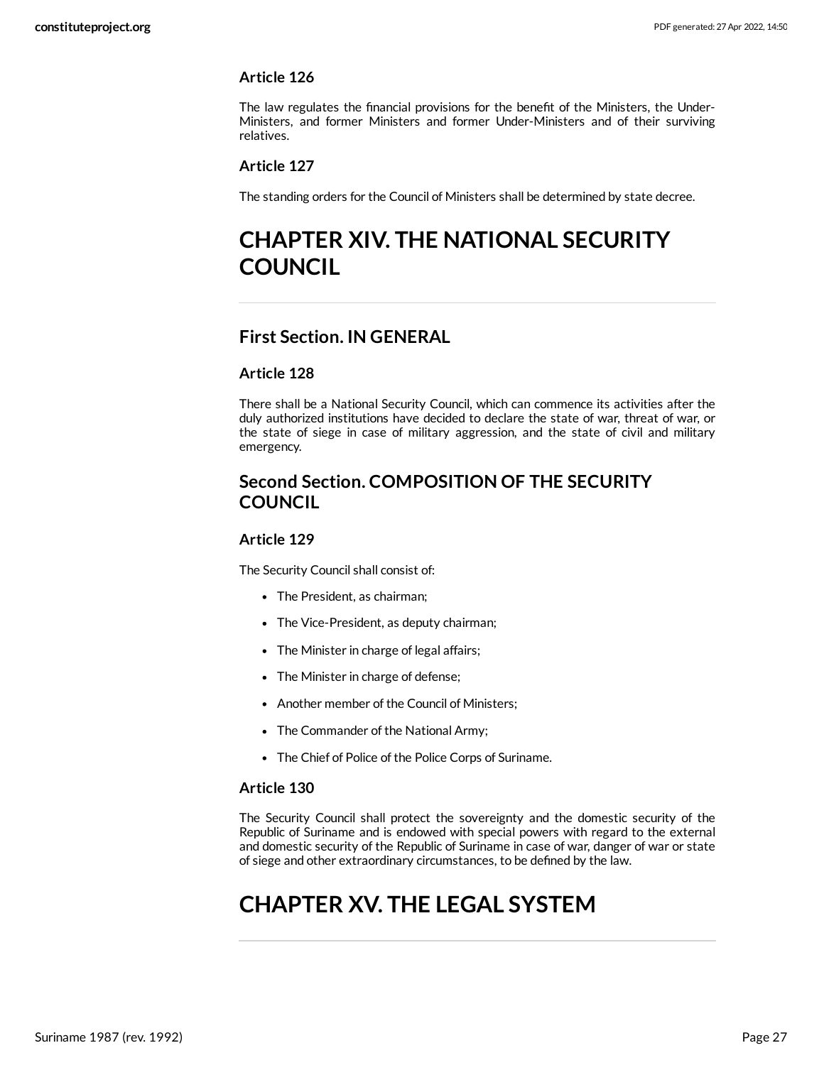### Article 126

The law regulates the financial provisions for the benefit of the Ministers, the Under-Ministers, and former Ministers and former Under-Ministers and of their surviving relatives.

### Article 127

The standing orders for the Council of Ministers shall be determined by state decree.

# CHAPTER XIV. THE NATIONAL SECURITY COUNCIL

## First Section. IN GENERAL

### Article 128

There shall be a National Security Council, which can commence its activities after the duly authorized institutions have decided to declare the state of war, threat of war, or the state of siege in case of military aggression, and the state of civil and military emergency.

## Second Section. COMPOSITION OF THE SECURITY COUNCIL

### Article 129

The Security Council shall consist of:

- The President, as chairman;
- The Vice-President, as deputy chairman;
- The Minister in charge of legal affairs;
- The Minister in charge of defense;
- Another member of the Council of Ministers;
- The Commander of the National Army;
- The Chief of Police of the Police Corps of Suriname.

### Article 130

The Security Council shall protect the sovereignty and the domestic security of the Republic of Suriname and is endowed with special powers with regard to the external and domestic security of the Republic of Suriname in case of war, danger of war or state of siege and other extraordinary circumstances, to be defined by the law.

# CHAPTER XV. THE LEGAL SYSTEM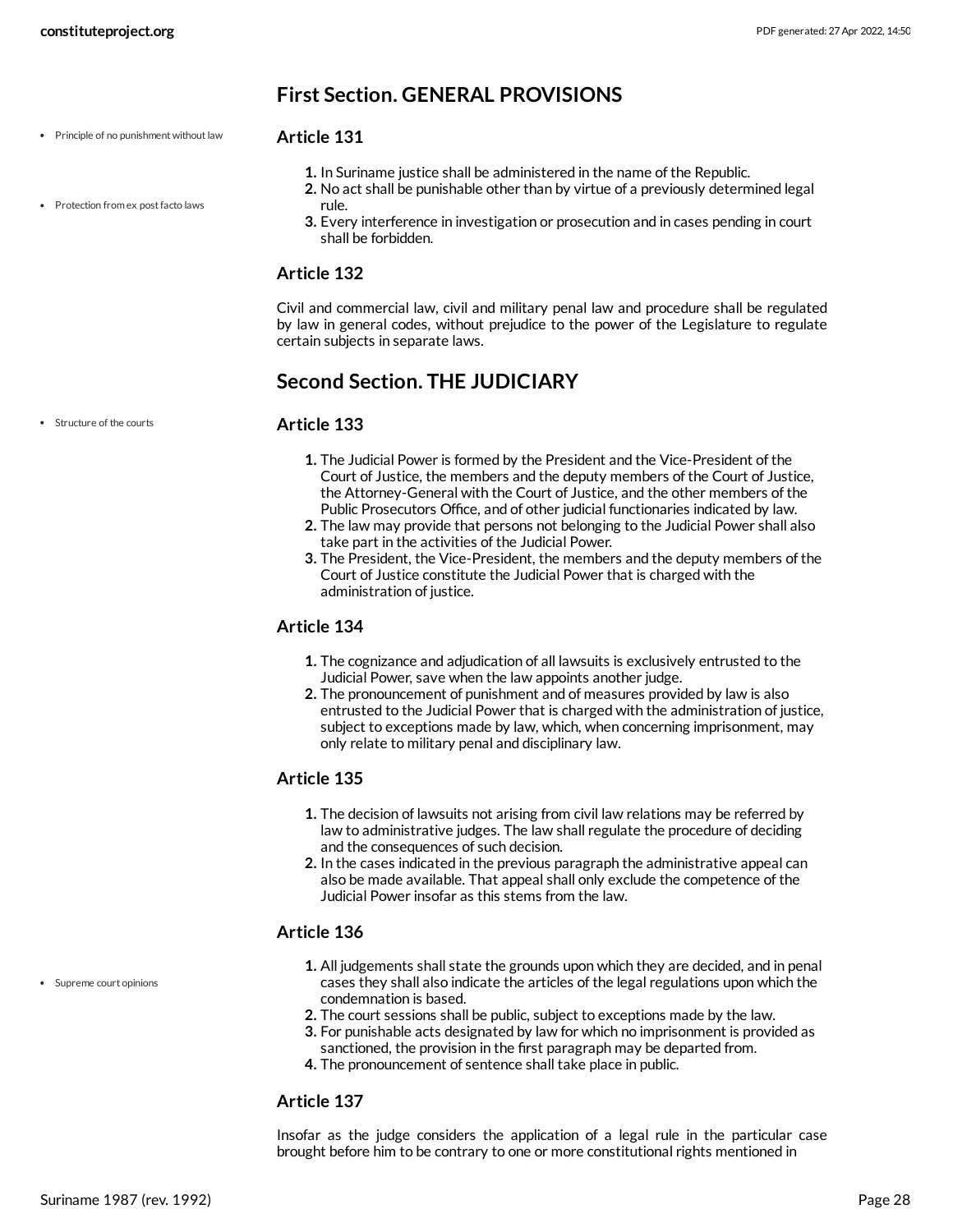## First Section. GENERAL PROVISIONS

- Principle of no punishment without law
- Protection from ex post facto laws

### Article 131

1. In Suriname justice shall be administered in the name of the Republic.
2. No act shall be punishable other than by virtue of a previously determined legal rule.
3. Every interference in investigation or prosecution and in cases pending in court shall be forbidden.

### Article 132

Civil and commercial law, civil and military penal law and procedure shall be regulated by law in general codes, without prejudice to the power of the Legislature to regulate certain subjects in separate laws.

## Second Section. THE JUDICIARY

- Structure of the courts

### Article 133

1. The Judicial Power is formed by the President and the Vice-President of the Court of Justice, the members and the deputy members of the Court of Justice, the Attorney-General with the Court of Justice, and the other members of the Public Prosecutors Office, and of other judicial functionaries indicated by law.
2. The law may provide that persons not belonging to the Judicial Power shall also take part in the activities of the Judicial Power.
3. The President, the Vice-President, the members and the deputy members of the Court of Justice constitute the Judicial Power that is charged with the administration of justice.

### Article 134

1. The cognizance and adjudication of all lawsuits is exclusively entrusted to the Judicial Power, save when the law appoints another judge.
2. The pronouncement of punishment and of measures provided by law is also entrusted to the Judicial Power that is charged with the administration of justice, subject to exceptions made by law, which, when concerning imprisonment, may only relate to military penal and disciplinary law.

### Article 135

1. The decision of lawsuits not arising from civil law relations may be referred by law to administrative judges. The law shall regulate the procedure of deciding and the consequences of such decision.
2. In the cases indicated in the previous paragraph the administrative appeal can also be made available. That appeal shall only exclude the competence of the Judicial Power insofar as this stems from the law.

### Article 136

- Supreme court opinions

1. All judgements shall state the grounds upon which they are decided, and in penal cases they shall also indicate the articles of the legal regulations upon which the condemnation is based.
2. The court sessions shall be public, subject to exceptions made by the law.
3. For punishable acts designated by law for which no imprisonment is provided as sanctioned, the provision in the first paragraph may be departed from.
4. The pronouncement of sentence shall take place in public.

### Article 137

Insofar as the judge considers the application of a legal rule in the particular case brought before him to be contrary to one or more constitutional rights mentioned in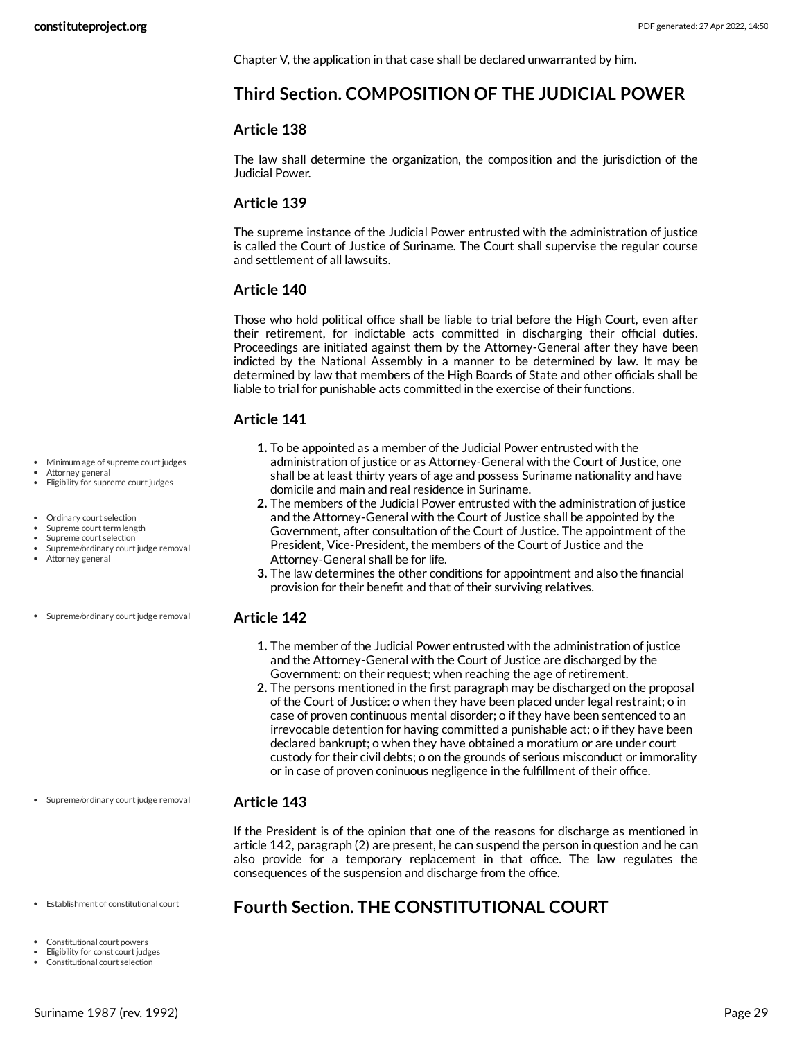Chapter V, the application in that case shall be declared unwarranted by him.

## Third Section. COMPOSITION OF THE JUDICIAL POWER

### Article 138

The law shall determine the organization, the composition and the jurisdiction of the Judicial Power.

### Article 139

The supreme instance of the Judicial Power entrusted with the administration of justice is called the Court of Justice of Suriname. The Court shall supervise the regular course and settlement of all lawsuits.

### Article 140

Those who hold political office shall be liable to trial before the High Court, even after their retirement, for indictable acts committed in discharging their official duties. Proceedings are initiated against them by the Attorney-General after they have been indicted by the National Assembly in a manner to be determined by law. It may be determined by law that members of the High Boards of State and other officials shall be liable to trial for punishable acts committed in the exercise of their functions.

### Article 141

1. To be appointed as a member of the Judicial Power entrusted with the administration of justice or as Attorney-General with the Court of Justice, one shall be at least thirty years of age and possess Suriname nationality and have domicile and main and real residence in Suriname.
2. The members of the Judicial Power entrusted with the administration of justice and the Attorney-General with the Court of Justice shall be appointed by the Government, after consultation of the Court of Justice. The appointment of the President, Vice-President, the members of the Court of Justice and the Attorney-General shall be for life.
3. The law determines the other conditions for appointment and also the financial provision for their benefit and that of their surviving relatives.

### Article 142

1. The member of the Judicial Power entrusted with the administration of justice and the Attorney-General with the Court of Justice are discharged by the Government: on their request; when reaching the age of retirement.
2. The persons mentioned in the first paragraph may be discharged on the proposal of the Court of Justice: o when they have been placed under legal restraint; o in case of proven continuous mental disorder; o if they have been sentenced to an irrevocable detention for having committed a punishable act; o if they have been declared bankrupt; o when they have obtained a moratium or are under court custody for their civil debts; o on the grounds of serious misconduct or immorality or in case of proven coninuous negligence in the fulfillment of their office.

### Article 143

If the President is of the opinion that one of the reasons for discharge as mentioned in article 142, paragraph (2) are present, he can suspend the person in question and he can also provide for a temporary replacement in that office. The law regulates the consequences of the suspension and discharge from the office.

## Fourth Section. THE CONSTITUTIONAL COURT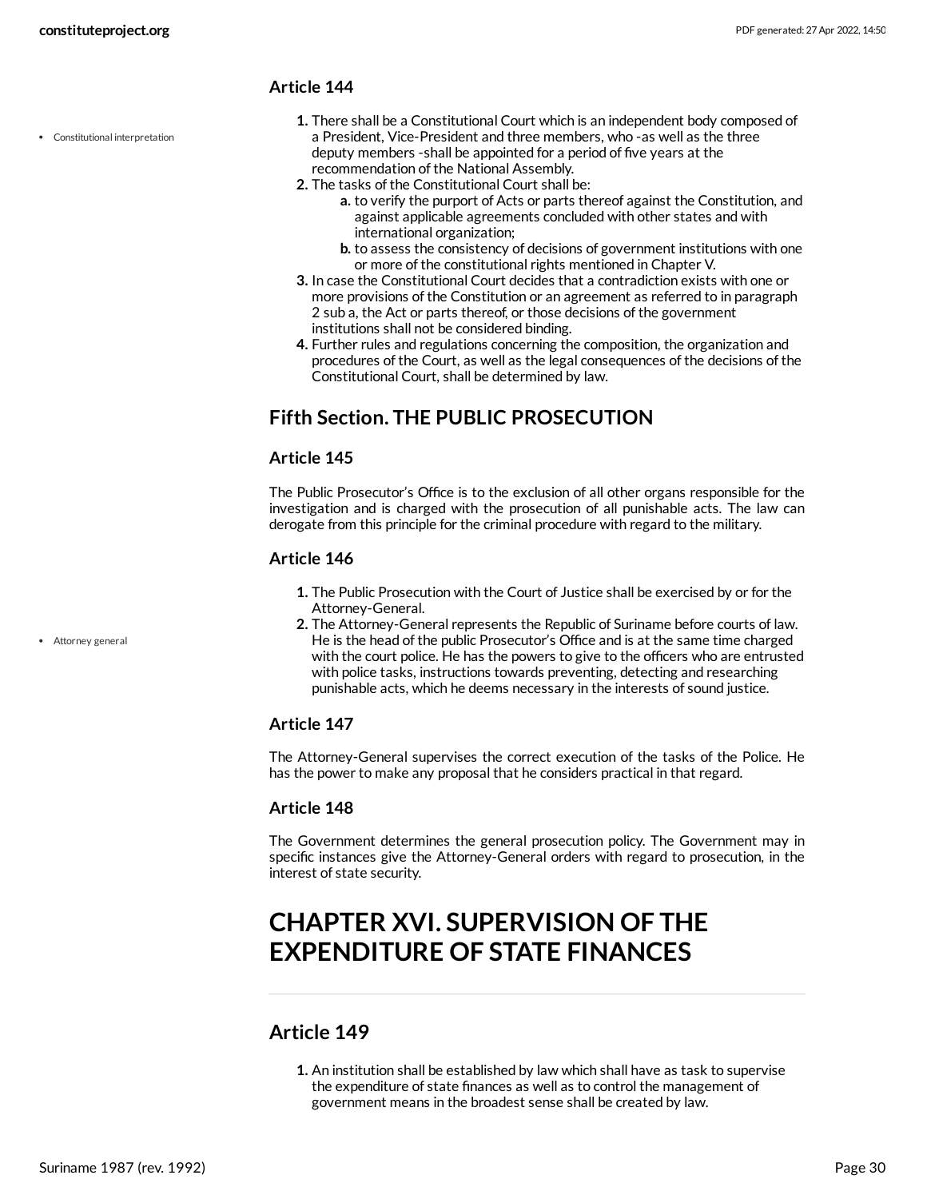### Article 144

- Constitutional interpretation

1. There shall be a Constitutional Court which is an independent body composed of a President, Vice-President and three members, who -as well as the three deputy members -shall be appointed for a period of five years at the recommendation of the National Assembly.
2. The tasks of the Constitutional Court shall be:
   a. to verify the purport of Acts or parts thereof against the Constitution, and against applicable agreements concluded with other states and with international organization;
   b. to assess the consistency of decisions of government institutions with one or more of the constitutional rights mentioned in Chapter V.
3. In case the Constitutional Court decides that a contradiction exists with one or more provisions of the Constitution or an agreement as referred to in paragraph 2 sub a, the Act or parts thereof, or those decisions of the government institutions shall not be considered binding.
4. Further rules and regulations concerning the composition, the organization and procedures of the Court, as well as the legal consequences of the decisions of the Constitutional Court, shall be determined by law.

## Fifth Section. THE PUBLIC PROSECUTION

### Article 145

The Public Prosecutor's Office is to the exclusion of all other organs responsible for the investigation and is charged with the prosecution of all punishable acts. The law can derogate from this principle for the criminal procedure with regard to the military.

### Article 146

- Attorney general

1. The Public Prosecution with the Court of Justice shall be exercised by or for the Attorney-General.
2. The Attorney-General represents the Republic of Suriname before courts of law. He is the head of the public Prosecutor's Office and is at the same time charged with the court police. He has the powers to give to the officers who are entrusted with police tasks, instructions towards preventing, detecting and researching punishable acts, which he deems necessary in the interests of sound justice.

### Article 147

The Attorney-General supervises the correct execution of the tasks of the Police. He has the power to make any proposal that he considers practical in that regard.

### Article 148

The Government determines the general prosecution policy. The Government may in specific instances give the Attorney-General orders with regard to prosecution, in the interest of state security.

# CHAPTER XVI. SUPERVISION OF THE EXPENDITURE OF STATE FINANCES

## Article 149

1. An institution shall be established by law which shall have as task to supervise the expenditure of state finances as well as to control the management of government means in the broadest sense shall be created by law.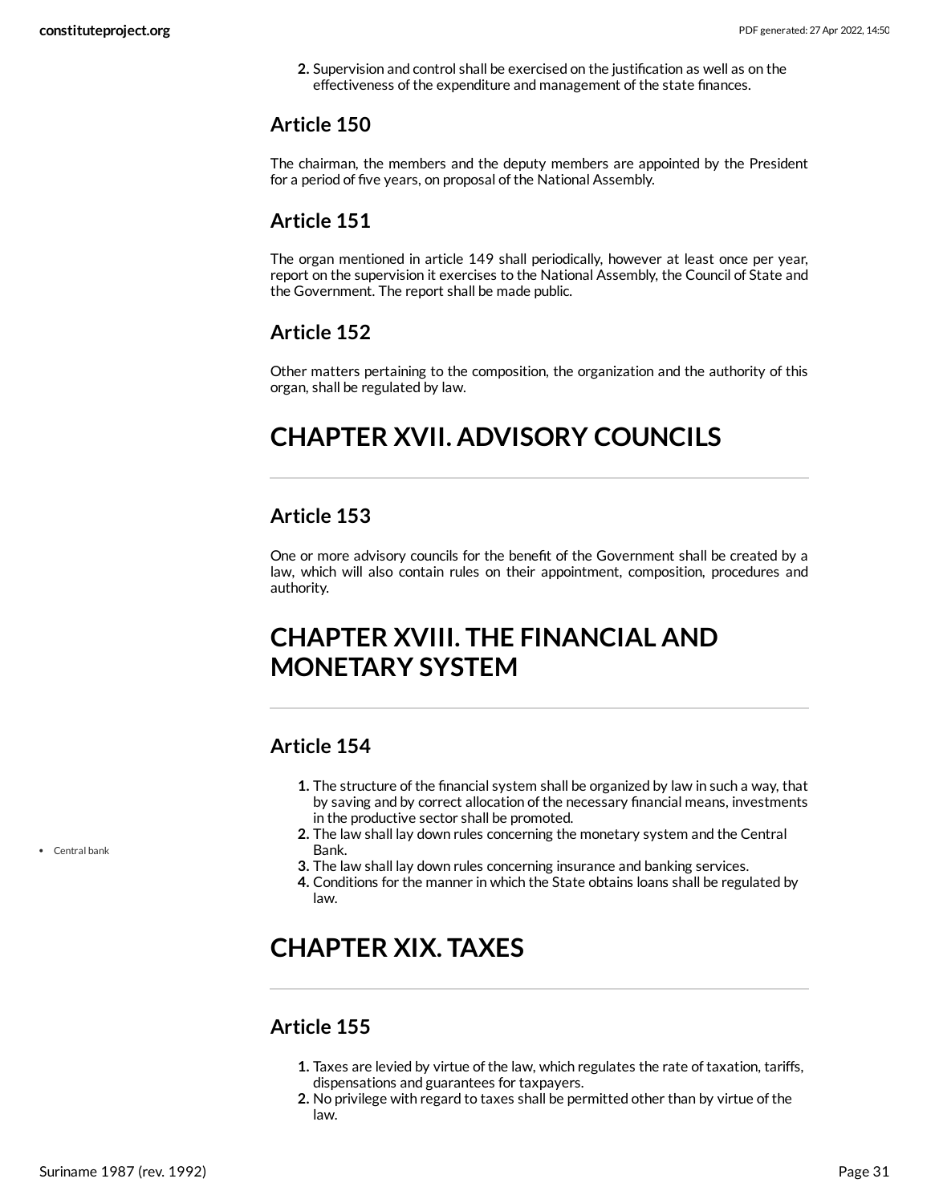2. Supervision and control shall be exercised on the justification as well as on the effectiveness of the expenditure and management of the state finances.

### Article 150

The chairman, the members and the deputy members are appointed by the President for a period of five years, on proposal of the National Assembly.

### Article 151

The organ mentioned in article 149 shall periodically, however at least once per year, report on the supervision it exercises to the National Assembly, the Council of State and the Government. The report shall be made public.

### Article 152

Other matters pertaining to the composition, the organization and the authority of this organ, shall be regulated by law.

## CHAPTER XVII. ADVISORY COUNCILS

### Article 153

One or more advisory councils for the benefit of the Government shall be created by a law, which will also contain rules on their appointment, composition, procedures and authority.

## CHAPTER XVIII. THE FINANCIAL AND MONETARY SYSTEM

### Article 154

1. The structure of the financial system shall be organized by law in such a way, that by saving and by correct allocation of the necessary financial means, investments in the productive sector shall be promoted.
2. The law shall lay down rules concerning the monetary system and the Central Bank.
3. The law shall lay down rules concerning insurance and banking services.
4. Conditions for the manner in which the State obtains loans shall be regulated by law.

- Central bank

## CHAPTER XIX. TAXES

### Article 155

1. Taxes are levied by virtue of the law, which regulates the rate of taxation, tariffs, dispensations and guarantees for taxpayers.
2. No privilege with regard to taxes shall be permitted other than by virtue of the law.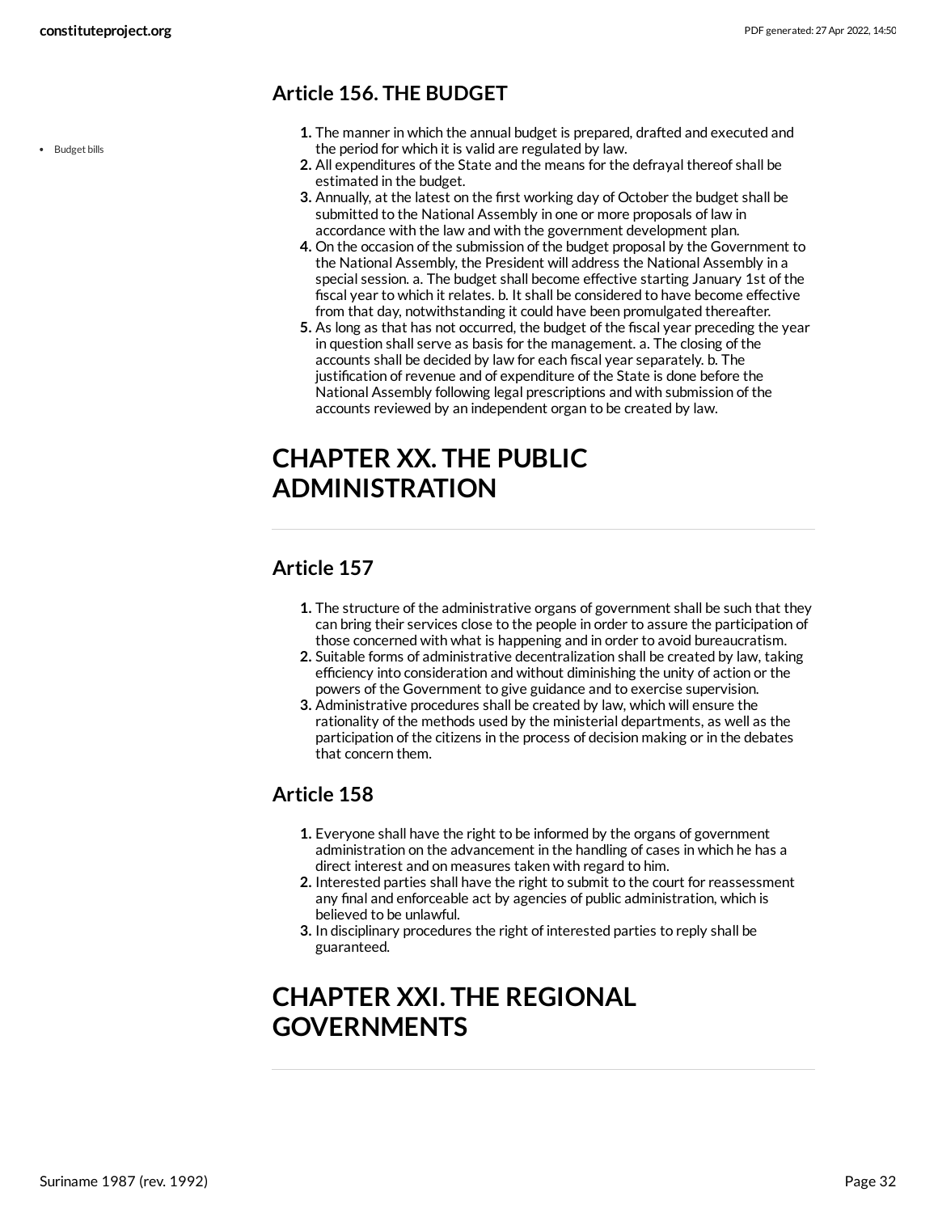### Article 156. THE BUDGET

- Budget bills

1. The manner in which the annual budget is prepared, drafted and executed and the period for which it is valid are regulated by law.
2. All expenditures of the State and the means for the defrayal thereof shall be estimated in the budget.
3. Annually, at the latest on the first working day of October the budget shall be submitted to the National Assembly in one or more proposals of law in accordance with the law and with the government development plan.
4. On the occasion of the submission of the budget proposal by the Government to the National Assembly, the President will address the National Assembly in a special session. a. The budget shall become effective starting January 1st of the fiscal year to which it relates. b. It shall be considered to have become effective from that day, notwithstanding it could have been promulgated thereafter.
5. As long as that has not occurred, the budget of the fiscal year preceding the year in question shall serve as basis for the management. a. The closing of the accounts shall be decided by law for each fiscal year separately. b. The justification of revenue and of expenditure of the State is done before the National Assembly following legal prescriptions and with submission of the accounts reviewed by an independent organ to be created by law.

## CHAPTER XX. THE PUBLIC ADMINISTRATION

### Article 157

1. The structure of the administrative organs of government shall be such that they can bring their services close to the people in order to assure the participation of those concerned with what is happening and in order to avoid bureaucratism.
2. Suitable forms of administrative decentralization shall be created by law, taking efficiency into consideration and without diminishing the unity of action or the powers of the Government to give guidance and to exercise supervision.
3. Administrative procedures shall be created by law, which will ensure the rationality of the methods used by the ministerial departments, as well as the participation of the citizens in the process of decision making or in the debates that concern them.

### Article 158

1. Everyone shall have the right to be informed by the organs of government administration on the advancement in the handling of cases in which he has a direct interest and on measures taken with regard to him.
2. Interested parties shall have the right to submit to the court for reassessment any final and enforceable act by agencies of public administration, which is believed to be unlawful.
3. In disciplinary procedures the right of interested parties to reply shall be guaranteed.

## CHAPTER XXI. THE REGIONAL GOVERNMENTS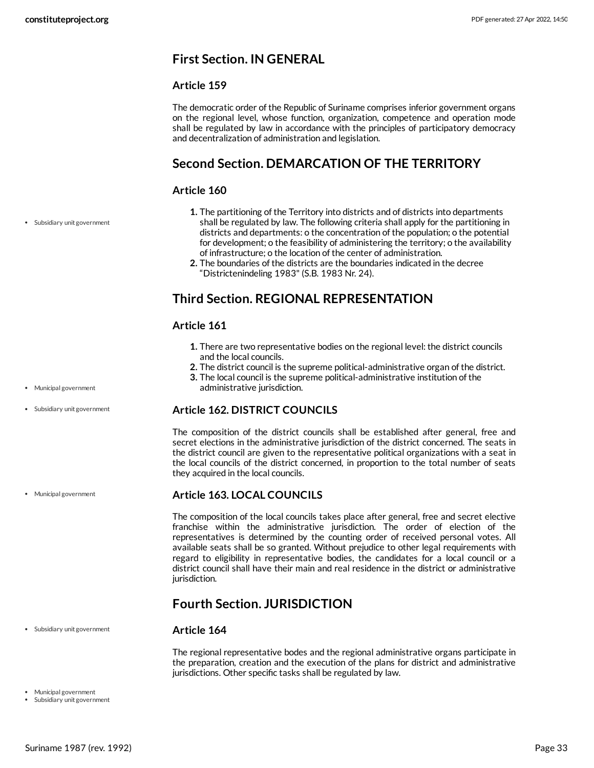## First Section. IN GENERAL

### Article 159

The democratic order of the Republic of Suriname comprises inferior government organs on the regional level, whose function, organization, competence and operation mode shall be regulated by law in accordance with the principles of participatory democracy and decentralization of administration and legislation.

## Second Section. DEMARCATION OF THE TERRITORY

### Article 160

1. The partitioning of the Territory into districts and of districts into departments shall be regulated by law. The following criteria shall apply for the partitioning in districts and departments: o the concentration of the population; o the potential for development; o the feasibility of administering the territory; o the availability of infrastructure; o the location of the center of administration.
2. The boundaries of the districts are the boundaries indicated in the decree "Districtenindeling 1983" (S.B. 1983 Nr. 24).

## Third Section. REGIONAL REPRESENTATION

### Article 161

1. There are two representative bodies on the regional level: the district councils and the local councils.
2. The district council is the supreme political-administrative organ of the district.
3. The local council is the supreme political-administrative institution of the administrative jurisdiction.

### Article 162. DISTRICT COUNCILS

The composition of the district councils shall be established after general, free and secret elections in the administrative jurisdiction of the district concerned. The seats in the district council are given to the representative political organizations with a seat in the local councils of the district concerned, in proportion to the total number of seats they acquired in the local councils.

### Article 163. LOCAL COUNCILS

The composition of the local councils takes place after general, free and secret elective franchise within the administrative jurisdiction. The order of election of the representatives is determined by the counting order of received personal votes. All available seats shall be so granted. Without prejudice to other legal requirements with regard to eligibility in representative bodies, the candidates for a local council or a district council shall have their main and real residence in the district or administrative jurisdiction.

## Fourth Section. JURISDICTION

### Article 164

The regional representative bodes and the regional administrative organs participate in the preparation, creation and the execution of the plans for district and administrative jurisdictions. Other specific tasks shall be regulated by law.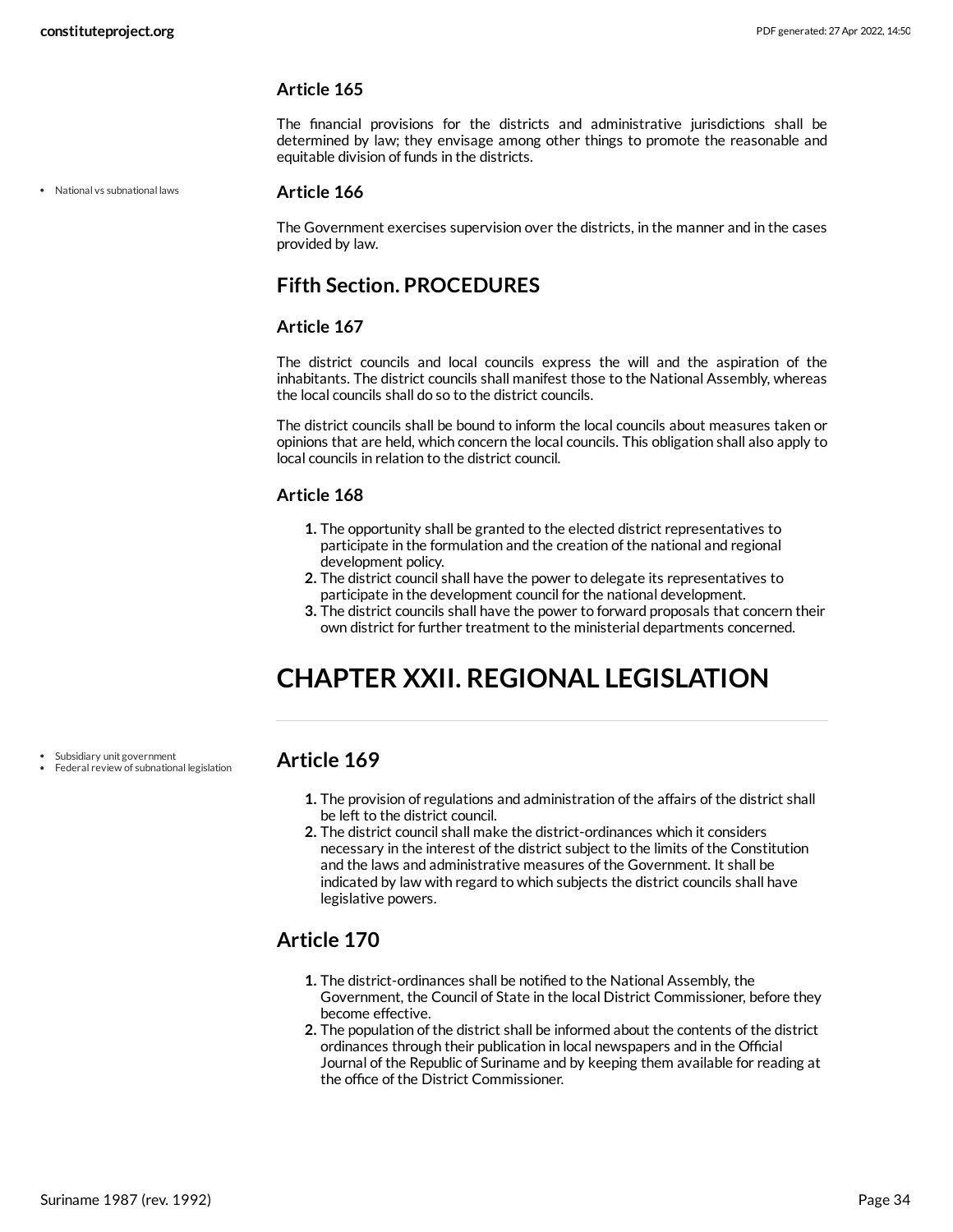### Article 165

The financial provisions for the districts and administrative jurisdictions shall be determined by law; they envisage among other things to promote the reasonable and equitable division of funds in the districts.

- National vs subnational laws

### Article 166

The Government exercises supervision over the districts, in the manner and in the cases provided by law.

## Fifth Section. PROCEDURES

### Article 167

The district councils and local councils express the will and the aspiration of the inhabitants. The district councils shall manifest those to the National Assembly, whereas the local councils shall do so to the district councils.

The district councils shall be bound to inform the local councils about measures taken or opinions that are held, which concern the local councils. This obligation shall also apply to local councils in relation to the district council.

### Article 168

1. The opportunity shall be granted to the elected district representatives to participate in the formulation and the creation of the national and regional development policy.
2. The district council shall have the power to delegate its representatives to participate in the development council for the national development.
3. The district councils shall have the power to forward proposals that concern their own district for further treatment to the ministerial departments concerned.

# CHAPTER XXII. REGIONAL LEGISLATION

- Subsidiary unit government
- Federal review of subnational legislation

## Article 169

1. The provision of regulations and administration of the affairs of the district shall be left to the district council.
2. The district council shall make the district-ordinances which it considers necessary in the interest of the district subject to the limits of the Constitution and the laws and administrative measures of the Government. It shall be indicated by law with regard to which subjects the district councils shall have legislative powers.

## Article 170

1. The district-ordinances shall be notified to the National Assembly, the Government, the Council of State in the local District Commissioner, before they become effective.
2. The population of the district shall be informed about the contents of the district ordinances through their publication in local newspapers and in the Official Journal of the Republic of Suriname and by keeping them available for reading at the office of the District Commissioner.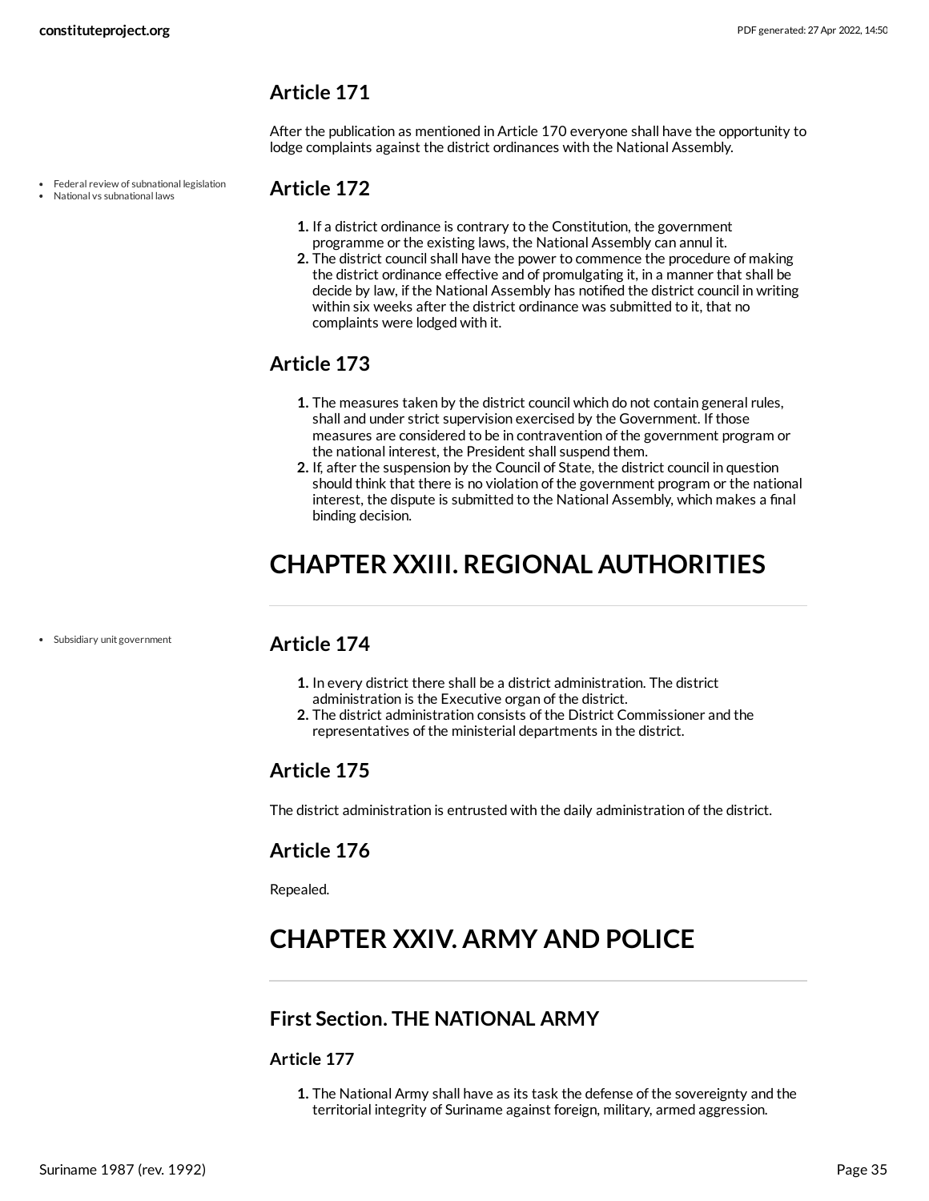## Article 171

After the publication as mentioned in Article 170 everyone shall have the opportunity to lodge complaints against the district ordinances with the National Assembly.

- Federal review of subnational legislation
- National vs subnational laws

## Article 172

1. If a district ordinance is contrary to the Constitution, the government programme or the existing laws, the National Assembly can annul it.
2. The district council shall have the power to commence the procedure of making the district ordinance effective and of promulgating it, in a manner that shall be decide by law, if the National Assembly has notified the district council in writing within six weeks after the district ordinance was submitted to it, that no complaints were lodged with it.

## Article 173

1. The measures taken by the district council which do not contain general rules, shall and under strict supervision exercised by the Government. If those measures are considered to be in contravention of the government program or the national interest, the President shall suspend them.
2. If, after the suspension by the Council of State, the district council in question should think that there is no violation of the government program or the national interest, the dispute is submitted to the National Assembly, which makes a final binding decision.

# CHAPTER XXIII. REGIONAL AUTHORITIES

- Subsidiary unit government

## Article 174

1. In every district there shall be a district administration. The district administration is the Executive organ of the district.
2. The district administration consists of the District Commissioner and the representatives of the ministerial departments in the district.

## Article 175

The district administration is entrusted with the daily administration of the district.

## Article 176

Repealed.

# CHAPTER XXIV. ARMY AND POLICE

## First Section. THE NATIONAL ARMY

### Article 177

1. The National Army shall have as its task the defense of the sovereignty and the territorial integrity of Suriname against foreign, military, armed aggression.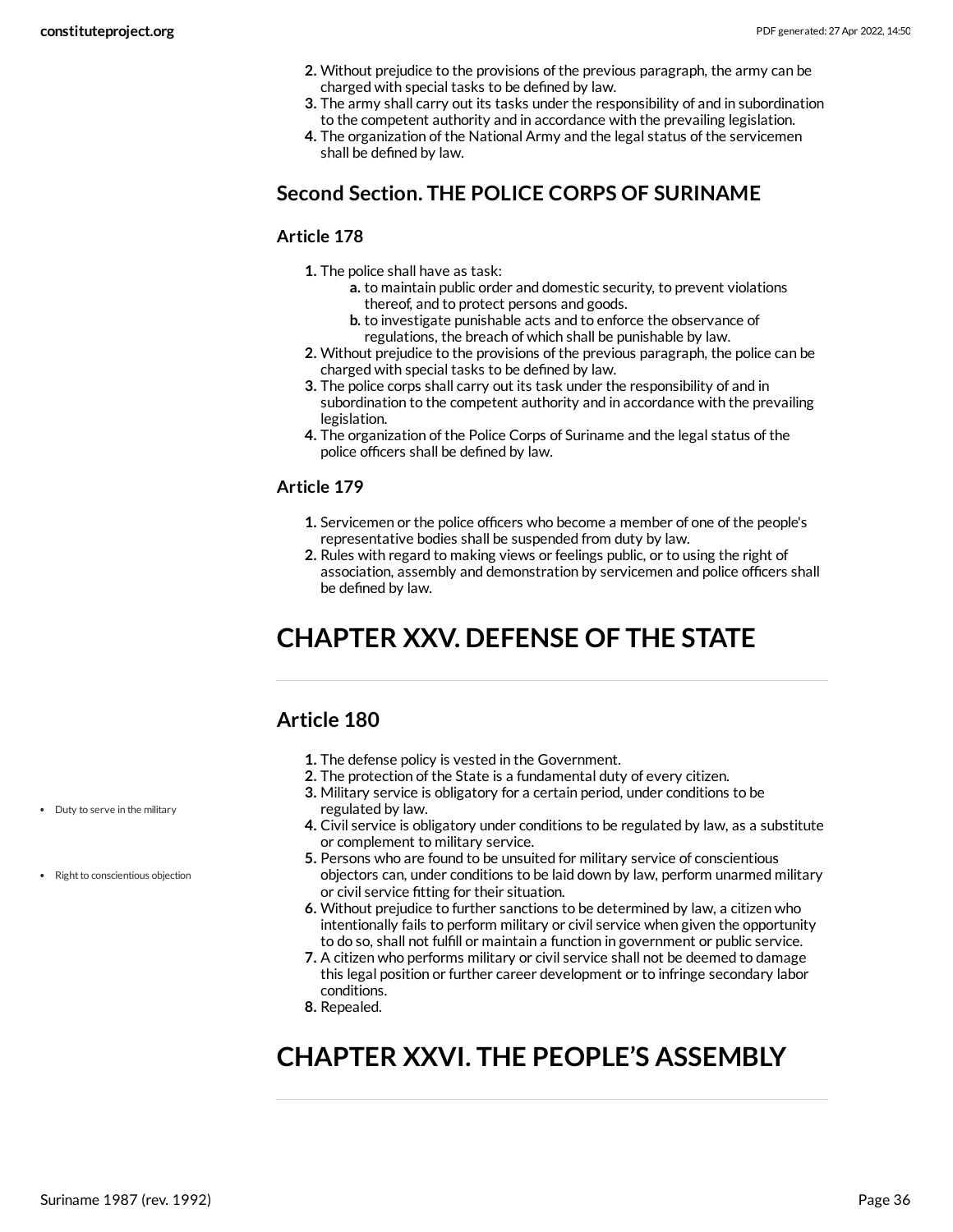2. Without prejudice to the provisions of the previous paragraph, the army can be charged with special tasks to be defined by law.
3. The army shall carry out its tasks under the responsibility of and in subordination to the competent authority and in accordance with the prevailing legislation.
4. The organization of the National Army and the legal status of the servicemen shall be defined by law.

## Second Section. THE POLICE CORPS OF SURINAME

### Article 178

1. The police shall have as task:
    a. to maintain public order and domestic security, to prevent violations thereof, and to protect persons and goods.
    b. to investigate punishable acts and to enforce the observance of regulations, the breach of which shall be punishable by law.
2. Without prejudice to the provisions of the previous paragraph, the police can be charged with special tasks to be defined by law.
3. The police corps shall carry out its task under the responsibility of and in subordination to the competent authority and in accordance with the prevailing legislation.
4. The organization of the Police Corps of Suriname and the legal status of the police officers shall be defined by law.

### Article 179

1. Servicemen or the police officers who become a member of one of the people's representative bodies shall be suspended from duty by law.
2. Rules with regard to making views or feelings public, or to using the right of association, assembly and demonstration by servicemen and police officers shall be defined by law.

# CHAPTER XXV. DEFENSE OF THE STATE

### Article 180

1. The defense policy is vested in the Government.
2. The protection of the State is a fundamental duty of every citizen.
3. Military service is obligatory for a certain period, under conditions to be regulated by law.
4. Civil service is obligatory under conditions to be regulated by law, as a substitute or complement to military service.
5. Persons who are found to be unsuited for military service of conscientious objectors can, under conditions to be laid down by law, perform unarmed military or civil service fitting for their situation.
6. Without prejudice to further sanctions to be determined by law, a citizen who intentionally fails to perform military or civil service when given the opportunity to do so, shall not fulfill or maintain a function in government or public service.
7. A citizen who performs military or civil service shall not be deemed to damage this legal position or further career development or to infringe secondary labor conditions.
8. Repealed.

- Duty to serve in the military
- Right to conscientious objection

# CHAPTER XXVI. THE PEOPLE'S ASSEMBLY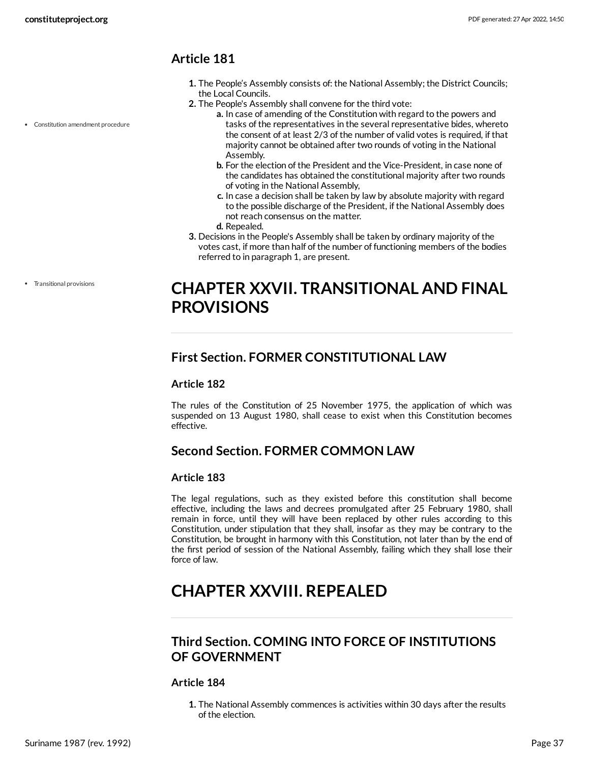### Article 181

1. The People's Assembly consists of: the National Assembly; the District Councils; the Local Councils.
2. The People's Assembly shall convene for the third vote:
   a. In case of amending of the Constitution with regard to the powers and tasks of the representatives in the several representative bides, whereto the consent of at least 2/3 of the number of valid votes is required, if that majority cannot be obtained after two rounds of voting in the National Assembly.
   b. For the election of the President and the Vice-President, in case none of the candidates has obtained the constitutional majority after two rounds of voting in the National Assembly,
   c. In case a decision shall be taken by law by absolute majority with regard to the possible discharge of the President, if the National Assembly does not reach consensus on the matter.
   d. Repealed.
3. Decisions in the People's Assembly shall be taken by ordinary majority of the votes cast, if more than half of the number of functioning members of the bodies referred to in paragraph 1, are present.

# CHAPTER XXVII. TRANSITIONAL AND FINAL PROVISIONS

## First Section. FORMER CONSTITUTIONAL LAW

### Article 182

The rules of the Constitution of 25 November 1975, the application of which was suspended on 13 August 1980, shall cease to exist when this Constitution becomes effective.

## Second Section. FORMER COMMON LAW

### Article 183

The legal regulations, such as they existed before this constitution shall become effective, including the laws and decrees promulgated after 25 February 1980, shall remain in force, until they will have been replaced by other rules according to this Constitution, under stipulation that they shall, insofar as they may be contrary to the Constitution, be brought in harmony with this Constitution, not later than by the end of the first period of session of the National Assembly, failing which they shall lose their force of law.

# CHAPTER XXVIII. REPEALED

## Third Section. COMING INTO FORCE OF INSTITUTIONS OF GOVERNMENT

### Article 184

1. The National Assembly commences is activities within 30 days after the results of the election.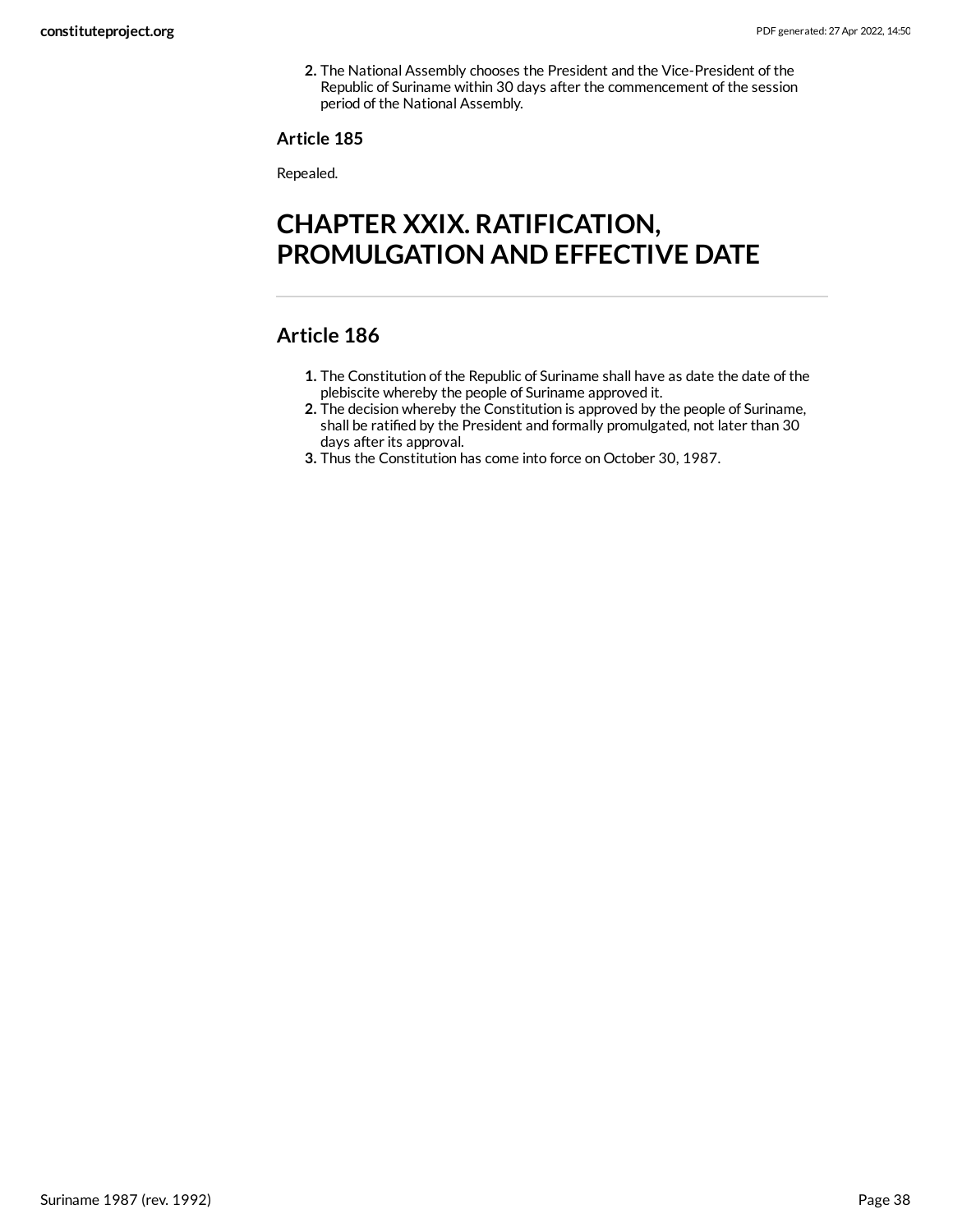2. The National Assembly chooses the President and the Vice-President of the Republic of Suriname within 30 days after the commencement of the session period of the National Assembly.

### Article 185

Repealed.

# CHAPTER XXIX. RATIFICATION, PROMULGATION AND EFFECTIVE DATE

## Article 186

1. The Constitution of the Republic of Suriname shall have as date the date of the plebiscite whereby the people of Suriname approved it.
2. The decision whereby the Constitution is approved by the people of Suriname, shall be ratified by the President and formally promulgated, not later than 30 days after its approval.
3. Thus the Constitution has come into force on October 30, 1987.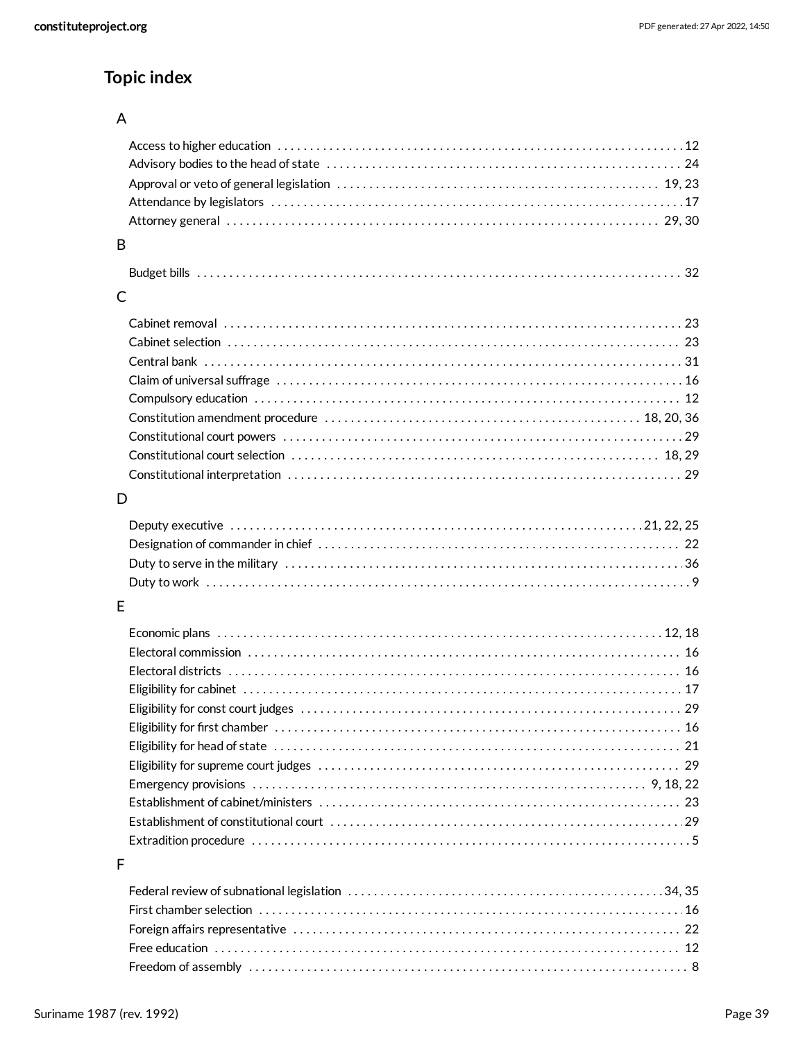## Topic index

### A

- Access to higher education ........ 12
- Advisory bodies to the head of state ........ 24
- Approval or veto of general legislation ........ 19, 23
- Attendance by legislators ........ 17
- Attorney general ........ 29, 30

### B

- Budget bills ........ 32

### C

- Cabinet removal ........ 23
- Cabinet selection ........ 23
- Central bank ........ 31
- Claim of universal suffrage ........ 16
- Compulsory education ........ 12
- Constitution amendment procedure ........ 18, 20, 36
- Constitutional court powers ........ 29
- Constitutional court selection ........ 18, 29
- Constitutional interpretation ........ 29

### D

- Deputy executive ........ 21, 22, 25
- Designation of commander in chief ........ 22
- Duty to serve in the military ........ 36
- Duty to work ........ 9

### E

- Economic plans ........ 12, 18
- Electoral commission ........ 16
- Electoral districts ........ 16
- Eligibility for cabinet ........ 17
- Eligibility for const court judges ........ 29
- Eligibility for first chamber ........ 16
- Eligibility for head of state ........ 21
- Eligibility for supreme court judges ........ 29
- Emergency provisions ........ 9, 18, 22
- Establishment of cabinet/ministers ........ 23
- Establishment of constitutional court ........ 29
- Extradition procedure ........ 5

### F

- Federal review of subnational legislation ........ 34, 35
- First chamber selection ........ 16
- Foreign affairs representative ........ 22
- Free education ........ 12
- Freedom of assembly ........ 8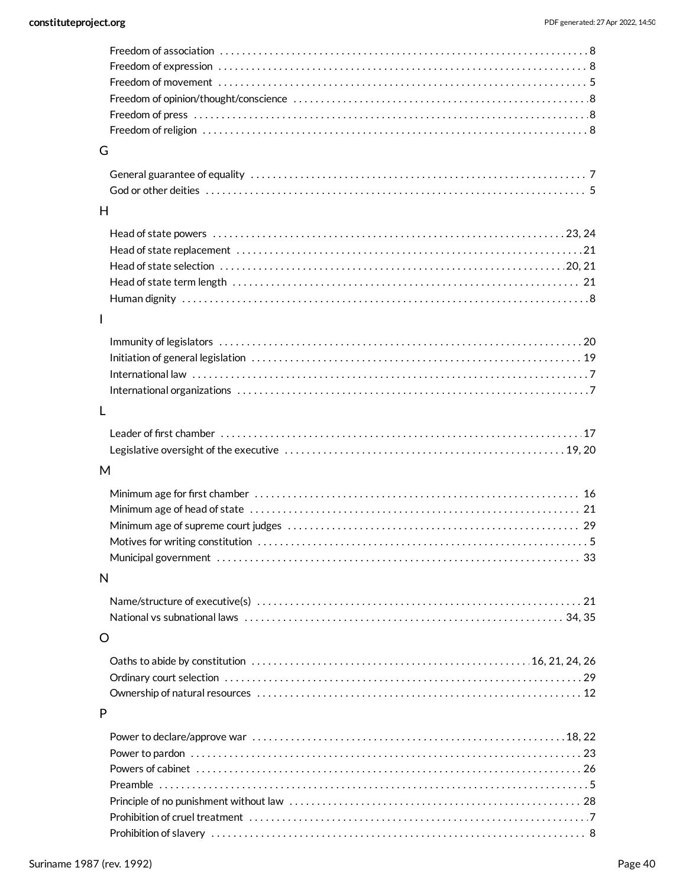- Freedom of association . . . . . . . . . . . . . . . . . . . . . . . . . . . . . . . . . . . . . . . . . . . . . . . . . . . . . . . . . . . . . . . . 8
- Freedom of expression . . . . . . . . . . . . . . . . . . . . . . . . . . . . . . . . . . . . . . . . . . . . . . . . . . . . . . . . . . . . . . . . . 8
- Freedom of movement . . . . . . . . . . . . . . . . . . . . . . . . . . . . . . . . . . . . . . . . . . . . . . . . . . . . . . . . . . . . . . . . . 5
- Freedom of opinion/thought/conscience . . . . . . . . . . . . . . . . . . . . . . . . . . . . . . . . . . . . . . . . . . . . . . . . . . . . 8
- Freedom of press . . . . . . . . . . . . . . . . . . . . . . . . . . . . . . . . . . . . . . . . . . . . . . . . . . . . . . . . . . . . . . . . . . . . . 8
- Freedom of religion . . . . . . . . . . . . . . . . . . . . . . . . . . . . . . . . . . . . . . . . . . . . . . . . . . . . . . . . . . . . . . . . . . . 8

G

- General guarantee of equality . . . . . . . . . . . . . . . . . . . . . . . . . . . . . . . . . . . . . . . . . . . . . . . . . . . . . . . . . . . . 7
- God or other deities . . . . . . . . . . . . . . . . . . . . . . . . . . . . . . . . . . . . . . . . . . . . . . . . . . . . . . . . . . . . . . . . . . . 5

H

- Head of state powers . . . . . . . . . . . . . . . . . . . . . . . . . . . . . . . . . . . . . . . . . . . . . . . . . . . . . . . . . . . . . . . 23, 24
- Head of state replacement . . . . . . . . . . . . . . . . . . . . . . . . . . . . . . . . . . . . . . . . . . . . . . . . . . . . . . . . . . . . . . 21
- Head of state selection . . . . . . . . . . . . . . . . . . . . . . . . . . . . . . . . . . . . . . . . . . . . . . . . . . . . . . . . . . . . . . 20, 21
- Head of state term length . . . . . . . . . . . . . . . . . . . . . . . . . . . . . . . . . . . . . . . . . . . . . . . . . . . . . . . . . . . . . . 21
- Human dignity . . . . . . . . . . . . . . . . . . . . . . . . . . . . . . . . . . . . . . . . . . . . . . . . . . . . . . . . . . . . . . . . . . . . . . . 8

I

- Immunity of legislators . . . . . . . . . . . . . . . . . . . . . . . . . . . . . . . . . . . . . . . . . . . . . . . . . . . . . . . . . . . . . . . . 20
- Initiation of general legislation . . . . . . . . . . . . . . . . . . . . . . . . . . . . . . . . . . . . . . . . . . . . . . . . . . . . . . . . . . 19
- International law . . . . . . . . . . . . . . . . . . . . . . . . . . . . . . . . . . . . . . . . . . . . . . . . . . . . . . . . . . . . . . . . . . . . . 7
- International organizations . . . . . . . . . . . . . . . . . . . . . . . . . . . . . . . . . . . . . . . . . . . . . . . . . . . . . . . . . . . . . 7

L

- Leader of first chamber . . . . . . . . . . . . . . . . . . . . . . . . . . . . . . . . . . . . . . . . . . . . . . . . . . . . . . . . . . . . . . . . 17
- Legislative oversight of the executive . . . . . . . . . . . . . . . . . . . . . . . . . . . . . . . . . . . . . . . . . . . . . . . . . . 19, 20

M

- Minimum age for first chamber . . . . . . . . . . . . . . . . . . . . . . . . . . . . . . . . . . . . . . . . . . . . . . . . . . . . . . . . . . 16
- Minimum age of head of state . . . . . . . . . . . . . . . . . . . . . . . . . . . . . . . . . . . . . . . . . . . . . . . . . . . . . . . . . . . 21
- Minimum age of supreme court judges . . . . . . . . . . . . . . . . . . . . . . . . . . . . . . . . . . . . . . . . . . . . . . . . . . . . 29
- Motives for writing constitution . . . . . . . . . . . . . . . . . . . . . . . . . . . . . . . . . . . . . . . . . . . . . . . . . . . . . . . . . . 5
- Municipal government . . . . . . . . . . . . . . . . . . . . . . . . . . . . . . . . . . . . . . . . . . . . . . . . . . . . . . . . . . . . . . . . 33

N

- Name/structure of executive(s) . . . . . . . . . . . . . . . . . . . . . . . . . . . . . . . . . . . . . . . . . . . . . . . . . . . . . . . . . . 21
- National vs subnational laws . . . . . . . . . . . . . . . . . . . . . . . . . . . . . . . . . . . . . . . . . . . . . . . . . . . . . . . . . 34, 35

O

- Oaths to abide by constitution . . . . . . . . . . . . . . . . . . . . . . . . . . . . . . . . . . . . . . . . . . . . . . . . . . 16, 21, 24, 26
- Ordinary court selection . . . . . . . . . . . . . . . . . . . . . . . . . . . . . . . . . . . . . . . . . . . . . . . . . . . . . . . . . . . . . . . . 29
- Ownership of natural resources . . . . . . . . . . . . . . . . . . . . . . . . . . . . . . . . . . . . . . . . . . . . . . . . . . . . . . . . . . 12

P

- Power to declare/approve war . . . . . . . . . . . . . . . . . . . . . . . . . . . . . . . . . . . . . . . . . . . . . . . . . . . . . . . . 18, 22
- Power to pardon . . . . . . . . . . . . . . . . . . . . . . . . . . . . . . . . . . . . . . . . . . . . . . . . . . . . . . . . . . . . . . . . . . . . . . 23
- Powers of cabinet . . . . . . . . . . . . . . . . . . . . . . . . . . . . . . . . . . . . . . . . . . . . . . . . . . . . . . . . . . . . . . . . . . . . . 26
- Preamble . . . . . . . . . . . . . . . . . . . . . . . . . . . . . . . . . . . . . . . . . . . . . . . . . . . . . . . . . . . . . . . . . . . . . . . . . . . 5
- Principle of no punishment without law . . . . . . . . . . . . . . . . . . . . . . . . . . . . . . . . . . . . . . . . . . . . . . . . . . . . 28
- Prohibition of cruel treatment . . . . . . . . . . . . . . . . . . . . . . . . . . . . . . . . . . . . . . . . . . . . . . . . . . . . . . . . . . . . 7
- Prohibition of slavery . . . . . . . . . . . . . . . . . . . . . . . . . . . . . . . . . . . . . . . . . . . . . . . . . . . . . . . . . . . . . . . . . . 8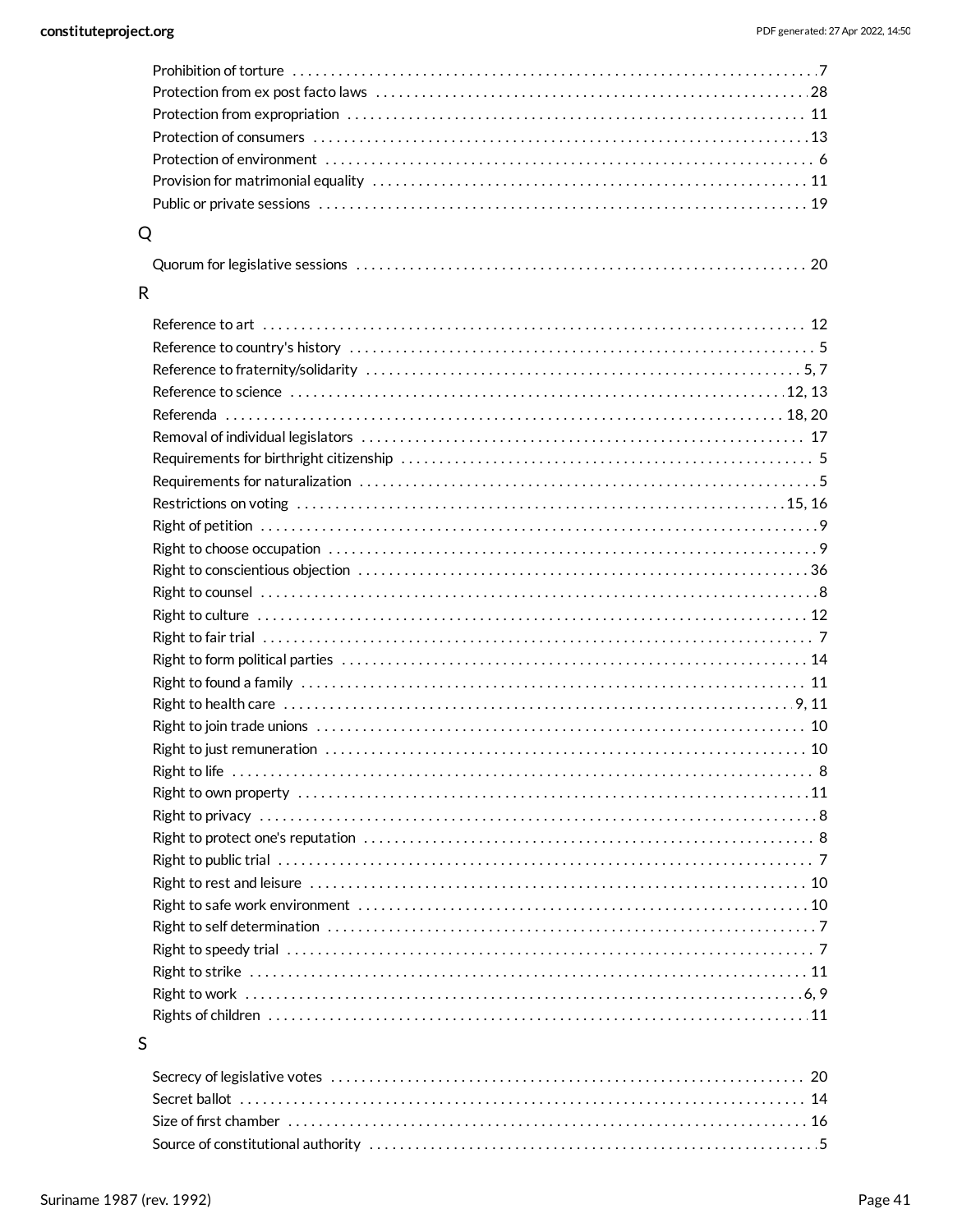Prohibition of torture . . . . . . . . . . 7
Protection from ex post facto laws . . . . . . . . . . 28
Protection from expropriation . . . . . . . . . . 11
Protection of consumers . . . . . . . . . . 13
Protection of environment . . . . . . . . . . 6
Provision for matrimonial equality . . . . . . . . . . 11
Public or private sessions . . . . . . . . . . 19

## Q

Quorum for legislative sessions . . . . . . . . . . 20

## R

Reference to art . . . . . . . . . . 12
Reference to country's history . . . . . . . . . . 5
Reference to fraternity/solidarity . . . . . . . . . . 5, 7
Reference to science . . . . . . . . . . 12, 13
Referenda . . . . . . . . . . 18, 20
Removal of individual legislators . . . . . . . . . . 17
Requirements for birthright citizenship . . . . . . . . . . 5
Requirements for naturalization . . . . . . . . . . 5
Restrictions on voting . . . . . . . . . . 15, 16
Right of petition . . . . . . . . . . 9
Right to choose occupation . . . . . . . . . . 9
Right to conscientious objection . . . . . . . . . . 36
Right to counsel . . . . . . . . . . 8
Right to culture . . . . . . . . . . 12
Right to fair trial . . . . . . . . . . 7
Right to form political parties . . . . . . . . . . 14
Right to found a family . . . . . . . . . . 11
Right to health care . . . . . . . . . . 9, 11
Right to join trade unions . . . . . . . . . . 10
Right to just remuneration . . . . . . . . . . 10
Right to life . . . . . . . . . . 8
Right to own property . . . . . . . . . . 11
Right to privacy . . . . . . . . . . 8
Right to protect one's reputation . . . . . . . . . . 8
Right to public trial . . . . . . . . . . 7
Right to rest and leisure . . . . . . . . . . 10
Right to safe work environment . . . . . . . . . . 10
Right to self determination . . . . . . . . . . 7
Right to speedy trial . . . . . . . . . . 7
Right to strike . . . . . . . . . . 11
Right to work . . . . . . . . . . 6, 9
Rights of children . . . . . . . . . . 11

## S

Secrecy of legislative votes . . . . . . . . . . 20
Secret ballot . . . . . . . . . . 14
Size of first chamber . . . . . . . . . . 16
Source of constitutional authority . . . . . . . . . . 5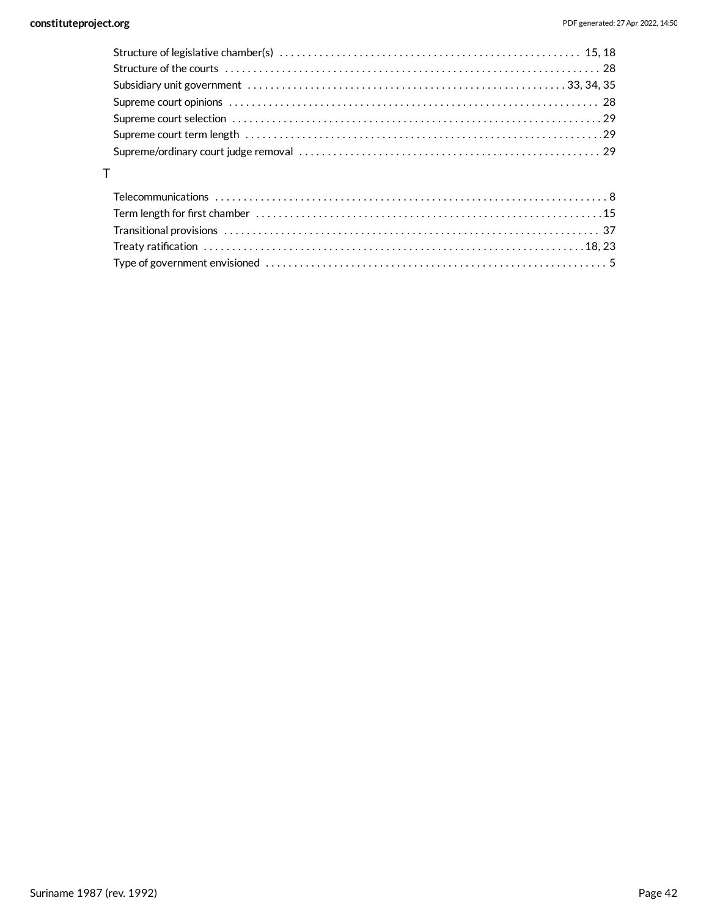Structure of legislative chamber(s) . . . . . . . . . . . . . . . . . . . . . . . . . . . . . . . . . . . . . . . . . . . . . . . . . . . . . 15, 18
Structure of the courts . . . . . . . . . . . . . . . . . . . . . . . . . . . . . . . . . . . . . . . . . . . . . . . . . . . . . . . . . . . . . . . . 28
Subsidiary unit government . . . . . . . . . . . . . . . . . . . . . . . . . . . . . . . . . . . . . . . . . . . . . . . . . . . . . . 33, 34, 35
Supreme court opinions . . . . . . . . . . . . . . . . . . . . . . . . . . . . . . . . . . . . . . . . . . . . . . . . . . . . . . . . . . . . . . . 28
Supreme court selection . . . . . . . . . . . . . . . . . . . . . . . . . . . . . . . . . . . . . . . . . . . . . . . . . . . . . . . . . . . . . . . 29
Supreme court term length . . . . . . . . . . . . . . . . . . . . . . . . . . . . . . . . . . . . . . . . . . . . . . . . . . . . . . . . . . . . . 29
Supreme/ordinary court judge removal . . . . . . . . . . . . . . . . . . . . . . . . . . . . . . . . . . . . . . . . . . . . . . . . . . . 29

T

Telecommunications . . . . . . . . . . . . . . . . . . . . . . . . . . . . . . . . . . . . . . . . . . . . . . . . . . . . . . . . . . . . . . . . . . 8
Term length for first chamber . . . . . . . . . . . . . . . . . . . . . . . . . . . . . . . . . . . . . . . . . . . . . . . . . . . . . . . . . . 15
Transitional provisions . . . . . . . . . . . . . . . . . . . . . . . . . . . . . . . . . . . . . . . . . . . . . . . . . . . . . . . . . . . . . . . . 37
Treaty ratification . . . . . . . . . . . . . . . . . . . . . . . . . . . . . . . . . . . . . . . . . . . . . . . . . . . . . . . . . . . . . . . . . 18, 23
Type of government envisioned . . . . . . . . . . . . . . . . . . . . . . . . . . . . . . . . . . . . . . . . . . . . . . . . . . . . . . . . . . 5